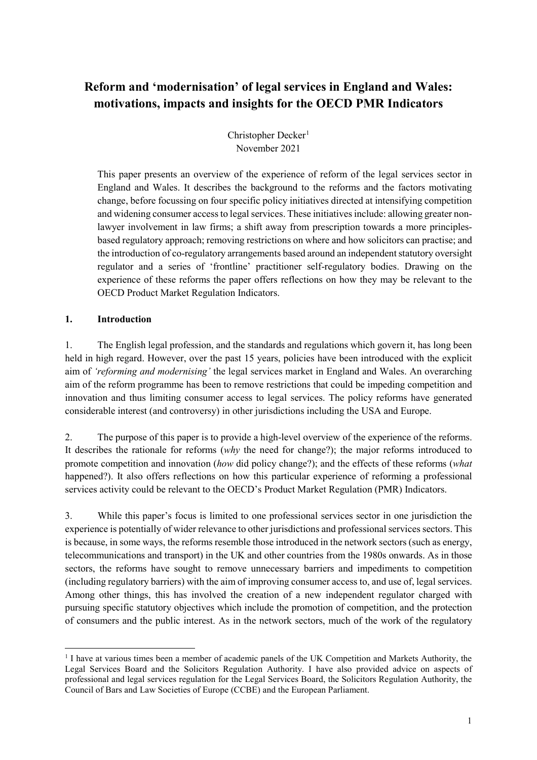# Reform and 'modernisation' of legal services in England and Wales: motivations, impacts and insights for the OECD PMR Indicators

Christopher Decker[1]

November 2021

This paper presents an overview of the experience of reform of the legal services sector in England and Wales. It describes the background to the reforms and the factors motivating change, before focussing on four specific policy initiatives directed at intensifying competition and widening consumer access to legal services. These initiatives include: allowing greater non-lawyer involvement in law firms; a shift away from prescription towards a more principles-based regulatory approach; removing restrictions on where and how solicitors can practise; and the introduction of co-regulatory arrangements based around an independent statutory oversight regulator and a series of 'frontline' practitioner self-regulatory bodies. Drawing on the experience of these reforms the paper offers reflections on how they may be relevant to the OECD Product Market Regulation Indicators.

## 1. Introduction

1. The English legal profession, and the standards and regulations which govern it, has long been held in high regard. However, over the past 15 years, policies have been introduced with the explicit aim of *'reforming and modernising'* the legal services market in England and Wales. An overarching aim of the reform programme has been to remove restrictions that could be impeding competition and innovation and thus limiting consumer access to legal services. The policy reforms have generated considerable interest (and controversy) in other jurisdictions including the USA and Europe.

2. The purpose of this paper is to provide a high-level overview of the experience of the reforms. It describes the rationale for reforms (*why* the need for change?); the major reforms introduced to promote competition and innovation (*how* did policy change?); and the effects of these reforms (*what* happened?). It also offers reflections on how this particular experience of reforming a professional services activity could be relevant to the OECD's Product Market Regulation (PMR) Indicators.

3. While this paper's focus is limited to one professional services sector in one jurisdiction the experience is potentially of wider relevance to other jurisdictions and professional services sectors. This is because, in some ways, the reforms resemble those introduced in the network sectors (such as energy, telecommunications and transport) in the UK and other countries from the 1980s onwards. As in those sectors, the reforms have sought to remove unnecessary barriers and impediments to competition (including regulatory barriers) with the aim of improving consumer access to, and use of, legal services. Among other things, this has involved the creation of a new independent regulator charged with pursuing specific statutory objectives which include the promotion of competition, and the protection of consumers and the public interest. As in the network sectors, much of the work of the regulatory

---

[1] I have at various times been a member of academic panels of the UK Competition and Markets Authority, the Legal Services Board and the Solicitors Regulation Authority. I have also provided advice on aspects of professional and legal services regulation for the Legal Services Board, the Solicitors Regulation Authority, the Council of Bars and Law Societies of Europe (CCBE) and the European Parliament.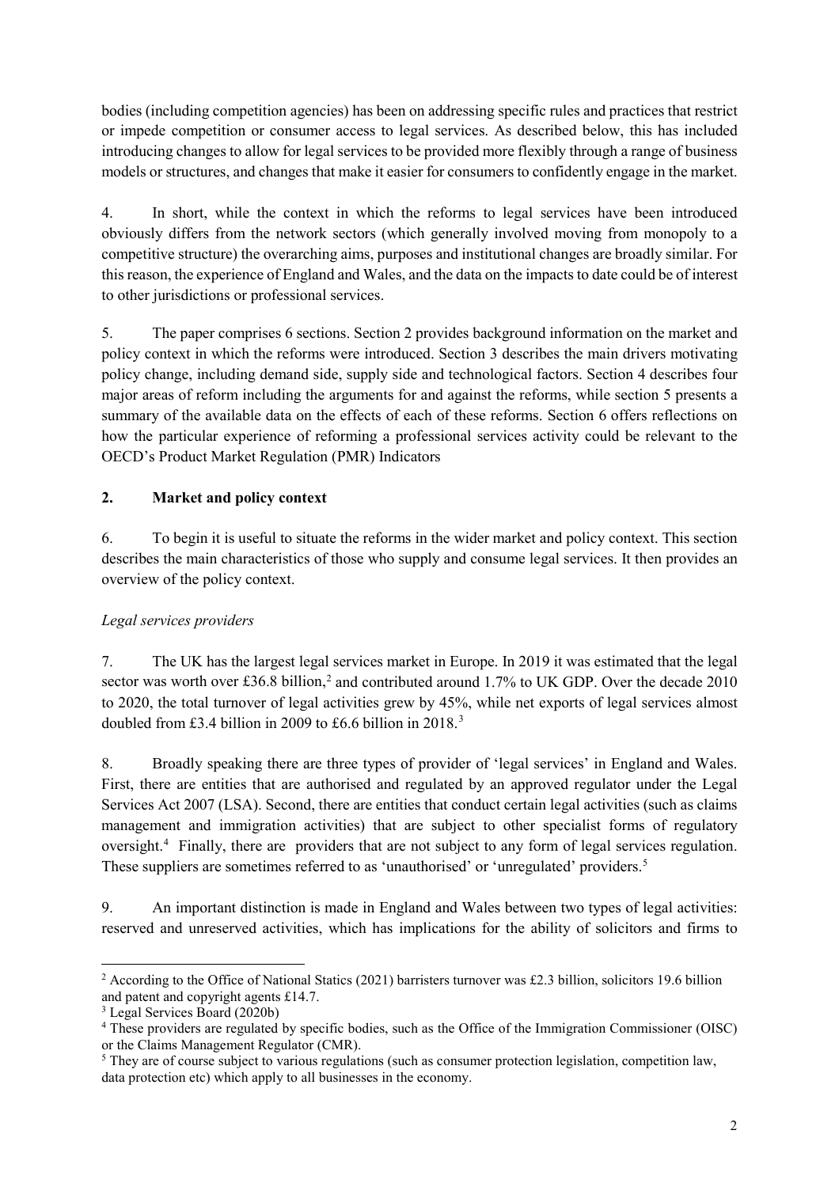bodies (including competition agencies) has been on addressing specific rules and practices that restrict or impede competition or consumer access to legal services. As described below, this has included introducing changes to allow for legal services to be provided more flexibly through a range of business models or structures, and changes that make it easier for consumers to confidently engage in the market.

4. In short, while the context in which the reforms to legal services have been introduced obviously differs from the network sectors (which generally involved moving from monopoly to a competitive structure) the overarching aims, purposes and institutional changes are broadly similar. For this reason, the experience of England and Wales, and the data on the impacts to date could be of interest to other jurisdictions or professional services.

5. The paper comprises 6 sections. Section 2 provides background information on the market and policy context in which the reforms were introduced. Section 3 describes the main drivers motivating policy change, including demand side, supply side and technological factors. Section 4 describes four major areas of reform including the arguments for and against the reforms, while section 5 presents a summary of the available data on the effects of each of these reforms. Section 6 offers reflections on how the particular experience of reforming a professional services activity could be relevant to the OECD's Product Market Regulation (PMR) Indicators

## 2. Market and policy context

6. To begin it is useful to situate the reforms in the wider market and policy context. This section describes the main characteristics of those who supply and consume legal services. It then provides an overview of the policy context.

### *Legal services providers*

7. The UK has the largest legal services market in Europe. In 2019 it was estimated that the legal sector was worth over £36.8 billion,[2] and contributed around 1.7% to UK GDP. Over the decade 2010 to 2020, the total turnover of legal activities grew by 45%, while net exports of legal services almost doubled from £3.4 billion in 2009 to £6.6 billion in 2018.[3]

8. Broadly speaking there are three types of provider of 'legal services' in England and Wales. First, there are entities that are authorised and regulated by an approved regulator under the Legal Services Act 2007 (LSA). Second, there are entities that conduct certain legal activities (such as claims management and immigration activities) that are subject to other specialist forms of regulatory oversight.[4] Finally, there are providers that are not subject to any form of legal services regulation. These suppliers are sometimes referred to as 'unauthorised' or 'unregulated' providers.[5]

9. An important distinction is made in England and Wales between two types of legal activities: reserved and unreserved activities, which has implications for the ability of solicitors and firms to

---

[2] According to the Office of National Statics (2021) barristers turnover was £2.3 billion, solicitors 19.6 billion and patent and copyright agents £14.7.

[3] Legal Services Board (2020b)

[4] These providers are regulated by specific bodies, such as the Office of the Immigration Commissioner (OISC) or the Claims Management Regulator (CMR).

[5] They are of course subject to various regulations (such as consumer protection legislation, competition law, data protection etc) which apply to all businesses in the economy.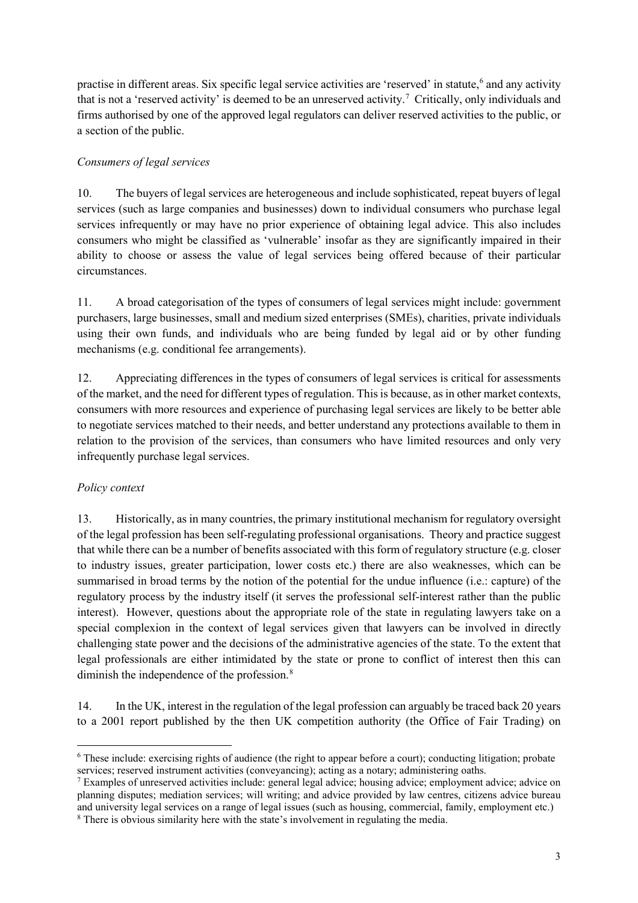practise in different areas. Six specific legal service activities are 'reserved' in statute,[6] and any activity that is not a 'reserved activity' is deemed to be an unreserved activity.[7] Critically, only individuals and firms authorised by one of the approved legal regulators can deliver reserved activities to the public, or a section of the public.

*Consumers of legal services*

10. The buyers of legal services are heterogeneous and include sophisticated, repeat buyers of legal services (such as large companies and businesses) down to individual consumers who purchase legal services infrequently or may have no prior experience of obtaining legal advice. This also includes consumers who might be classified as 'vulnerable' insofar as they are significantly impaired in their ability to choose or assess the value of legal services being offered because of their particular circumstances.

11. A broad categorisation of the types of consumers of legal services might include: government purchasers, large businesses, small and medium sized enterprises (SMEs), charities, private individuals using their own funds, and individuals who are being funded by legal aid or by other funding mechanisms (e.g. conditional fee arrangements).

12. Appreciating differences in the types of consumers of legal services is critical for assessments of the market, and the need for different types of regulation. This is because, as in other market contexts, consumers with more resources and experience of purchasing legal services are likely to be better able to negotiate services matched to their needs, and better understand any protections available to them in relation to the provision of the services, than consumers who have limited resources and only very infrequently purchase legal services.

*Policy context*

13. Historically, as in many countries, the primary institutional mechanism for regulatory oversight of the legal profession has been self-regulating professional organisations. Theory and practice suggest that while there can be a number of benefits associated with this form of regulatory structure (e.g. closer to industry issues, greater participation, lower costs etc.) there are also weaknesses, which can be summarised in broad terms by the notion of the potential for the undue influence (i.e.: capture) of the regulatory process by the industry itself (it serves the professional self-interest rather than the public interest). However, questions about the appropriate role of the state in regulating lawyers take on a special complexion in the context of legal services given that lawyers can be involved in directly challenging state power and the decisions of the administrative agencies of the state. To the extent that legal professionals are either intimidated by the state or prone to conflict of interest then this can diminish the independence of the profession.[8]

14. In the UK, interest in the regulation of the legal profession can arguably be traced back 20 years to a 2001 report published by the then UK competition authority (the Office of Fair Trading) on

---

[6] These include: exercising rights of audience (the right to appear before a court); conducting litigation; probate services; reserved instrument activities (conveyancing); acting as a notary; administering oaths.

[7] Examples of unreserved activities include: general legal advice; housing advice; employment advice; advice on planning disputes; mediation services; will writing; and advice provided by law centres, citizens advice bureau and university legal services on a range of legal issues (such as housing, commercial, family, employment etc.)

[8] There is obvious similarity here with the state's involvement in regulating the media.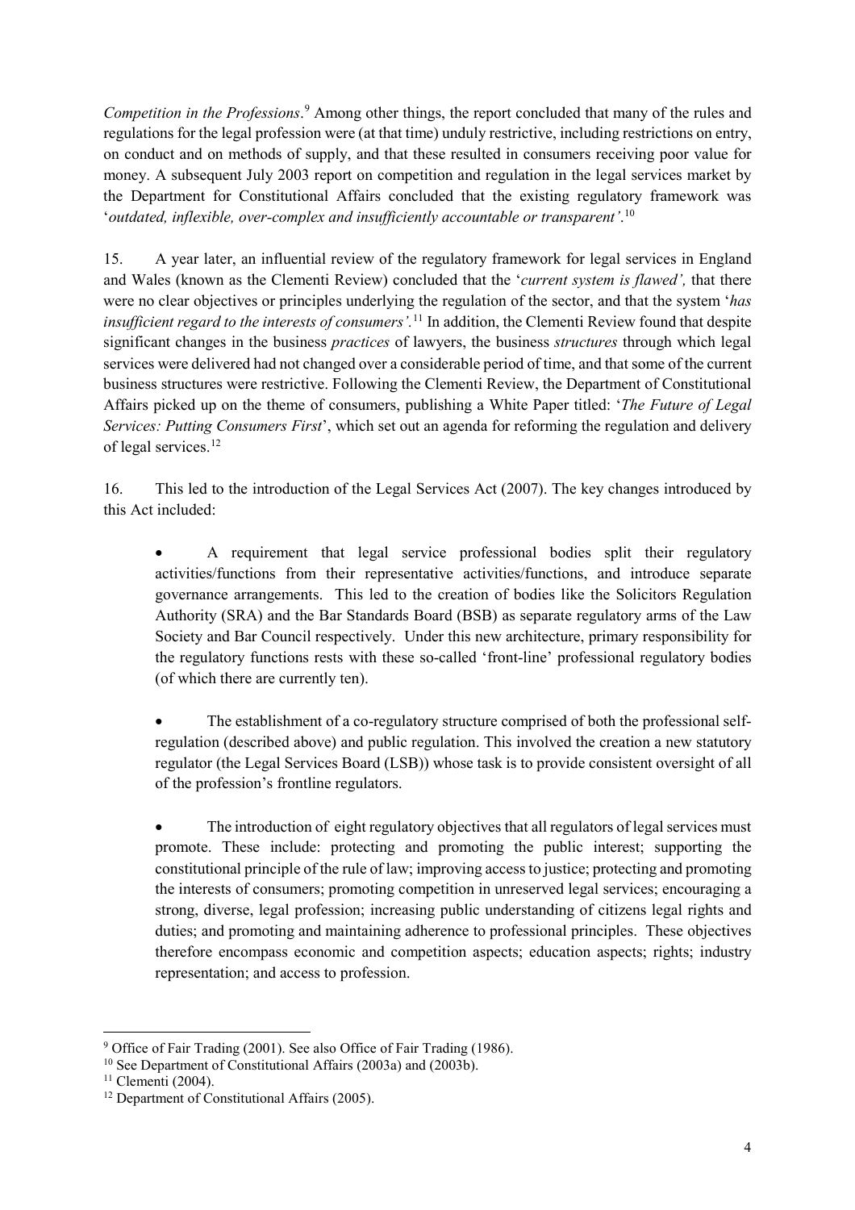*Competition in the Professions*.[9] Among other things, the report concluded that many of the rules and regulations for the legal profession were (at that time) unduly restrictive, including restrictions on entry, on conduct and on methods of supply, and that these resulted in consumers receiving poor value for money. A subsequent July 2003 report on competition and regulation in the legal services market by the Department for Constitutional Affairs concluded that the existing regulatory framework was '*outdated, inflexible, over-complex and insufficiently accountable or transparent'*.[10]

15. A year later, an influential review of the regulatory framework for legal services in England and Wales (known as the Clementi Review) concluded that the '*current system is flawed',* that there were no clear objectives or principles underlying the regulation of the sector, and that the system '*has insufficient regard to the interests of consumers'.*[11] In addition, the Clementi Review found that despite significant changes in the business *practices* of lawyers, the business *structures* through which legal services were delivered had not changed over a considerable period of time, and that some of the current business structures were restrictive. Following the Clementi Review, the Department of Constitutional Affairs picked up on the theme of consumers, publishing a White Paper titled: '*The Future of Legal Services: Putting Consumers First*', which set out an agenda for reforming the regulation and delivery of legal services.[12]

16. This led to the introduction of the Legal Services Act (2007). The key changes introduced by this Act included:

- A requirement that legal service professional bodies split their regulatory activities/functions from their representative activities/functions, and introduce separate governance arrangements. This led to the creation of bodies like the Solicitors Regulation Authority (SRA) and the Bar Standards Board (BSB) as separate regulatory arms of the Law Society and Bar Council respectively. Under this new architecture, primary responsibility for the regulatory functions rests with these so-called 'front-line' professional regulatory bodies (of which there are currently ten).

- The establishment of a co-regulatory structure comprised of both the professional self-regulation (described above) and public regulation. This involved the creation a new statutory regulator (the Legal Services Board (LSB)) whose task is to provide consistent oversight of all of the profession's frontline regulators.

- The introduction of eight regulatory objectives that all regulators of legal services must promote. These include: protecting and promoting the public interest; supporting the constitutional principle of the rule of law; improving access to justice; protecting and promoting the interests of consumers; promoting competition in unreserved legal services; encouraging a strong, diverse, legal profession; increasing public understanding of citizens legal rights and duties; and promoting and maintaining adherence to professional principles. These objectives therefore encompass economic and competition aspects; education aspects; rights; industry representation; and access to profession.

---

[9] Office of Fair Trading (2001). See also Office of Fair Trading (1986).

[10] See Department of Constitutional Affairs (2003a) and (2003b).

[11] Clementi (2004).

[12] Department of Constitutional Affairs (2005).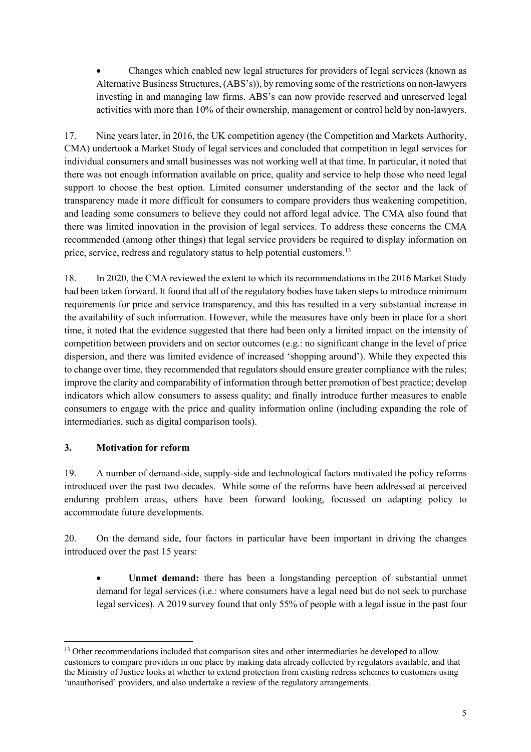- Changes which enabled new legal structures for providers of legal services (known as Alternative Business Structures, (ABS's)), by removing some of the restrictions on non-lawyers investing in and managing law firms. ABS's can now provide reserved and unreserved legal activities with more than 10% of their ownership, management or control held by non-lawyers.

17. Nine years later, in 2016, the UK competition agency (the Competition and Markets Authority, CMA) undertook a Market Study of legal services and concluded that competition in legal services for individual consumers and small businesses was not working well at that time. In particular, it noted that there was not enough information available on price, quality and service to help those who need legal support to choose the best option. Limited consumer understanding of the sector and the lack of transparency made it more difficult for consumers to compare providers thus weakening competition, and leading some consumers to believe they could not afford legal advice. The CMA also found that there was limited innovation in the provision of legal services. To address these concerns the CMA recommended (among other things) that legal service providers be required to display information on price, service, redress and regulatory status to help potential customers.[13]

18. In 2020, the CMA reviewed the extent to which its recommendations in the 2016 Market Study had been taken forward. It found that all of the regulatory bodies have taken steps to introduce minimum requirements for price and service transparency, and this has resulted in a very substantial increase in the availability of such information. However, while the measures have only been in place for a short time, it noted that the evidence suggested that there had been only a limited impact on the intensity of competition between providers and on sector outcomes (e.g.: no significant change in the level of price dispersion, and there was limited evidence of increased 'shopping around'). While they expected this to change over time, they recommended that regulators should ensure greater compliance with the rules; improve the clarity and comparability of information through better promotion of best practice; develop indicators which allow consumers to assess quality; and finally introduce further measures to enable consumers to engage with the price and quality information online (including expanding the role of intermediaries, such as digital comparison tools).

## 3. Motivation for reform

19. A number of demand-side, supply-side and technological factors motivated the policy reforms introduced over the past two decades. While some of the reforms have been addressed at perceived enduring problem areas, others have been forward looking, focussed on adapting policy to accommodate future developments.

20. On the demand side, four factors in particular have been important in driving the changes introduced over the past 15 years:

- **Unmet demand:** there has been a longstanding perception of substantial unmet demand for legal services (i.e.: where consumers have a legal need but do not seek to purchase legal services). A 2019 survey found that only 55% of people with a legal issue in the past four

---

[13] Other recommendations included that comparison sites and other intermediaries be developed to allow customers to compare providers in one place by making data already collected by regulators available, and that the Ministry of Justice looks at whether to extend protection from existing redress schemes to customers using 'unauthorised' providers, and also undertake a review of the regulatory arrangements.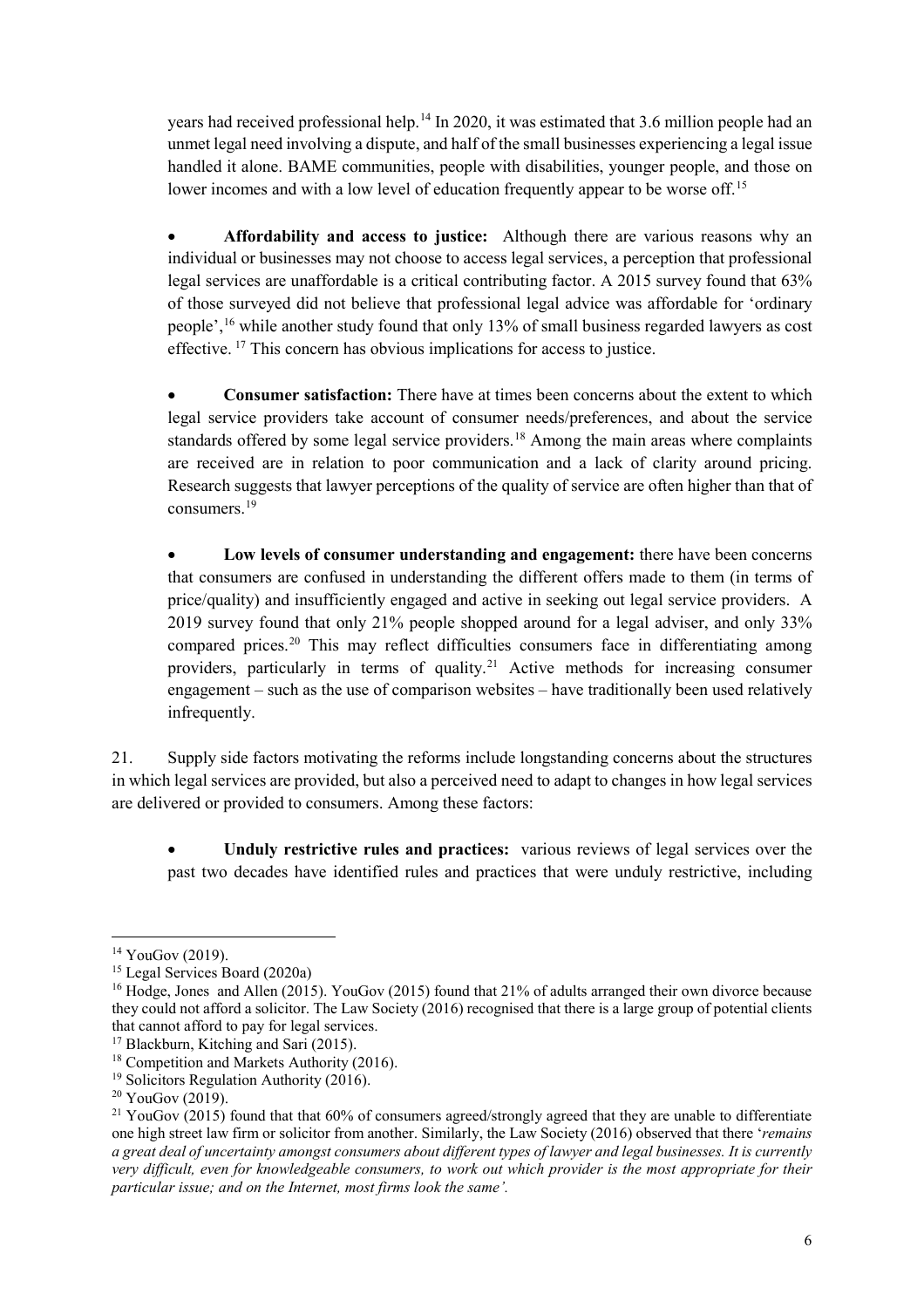years had received professional help.[14] In 2020, it was estimated that 3.6 million people had an unmet legal need involving a dispute, and half of the small businesses experiencing a legal issue handled it alone. BAME communities, people with disabilities, younger people, and those on lower incomes and with a low level of education frequently appear to be worse off.[15]

- **Affordability and access to justice:** Although there are various reasons why an individual or businesses may not choose to access legal services, a perception that professional legal services are unaffordable is a critical contributing factor. A 2015 survey found that 63% of those surveyed did not believe that professional legal advice was affordable for 'ordinary people',[16] while another study found that only 13% of small business regarded lawyers as cost effective. [17] This concern has obvious implications for access to justice.

- **Consumer satisfaction:** There have at times been concerns about the extent to which legal service providers take account of consumer needs/preferences, and about the service standards offered by some legal service providers.[18] Among the main areas where complaints are received are in relation to poor communication and a lack of clarity around pricing. Research suggests that lawyer perceptions of the quality of service are often higher than that of consumers.[19]

- **Low levels of consumer understanding and engagement:** there have been concerns that consumers are confused in understanding the different offers made to them (in terms of price/quality) and insufficiently engaged and active in seeking out legal service providers. A 2019 survey found that only 21% people shopped around for a legal adviser, and only 33% compared prices.[20] This may reflect difficulties consumers face in differentiating among providers, particularly in terms of quality.[21] Active methods for increasing consumer engagement – such as the use of comparison websites – have traditionally been used relatively infrequently.

21. Supply side factors motivating the reforms include longstanding concerns about the structures in which legal services are provided, but also a perceived need to adapt to changes in how legal services are delivered or provided to consumers. Among these factors:

- **Unduly restrictive rules and practices:** various reviews of legal services over the past two decades have identified rules and practices that were unduly restrictive, including

---

[14] YouGov (2019).

[15] Legal Services Board (2020a)

[16] Hodge, Jones and Allen (2015). YouGov (2015) found that 21% of adults arranged their own divorce because they could not afford a solicitor. The Law Society (2016) recognised that there is a large group of potential clients that cannot afford to pay for legal services.

[17] Blackburn, Kitching and Sari (2015).

[18] Competition and Markets Authority (2016).

[19] Solicitors Regulation Authority (2016).

[20] YouGov (2019).

[21] YouGov (2015) found that that 60% of consumers agreed/strongly agreed that they are unable to differentiate one high street law firm or solicitor from another. Similarly, the Law Society (2016) observed that there '*remains a great deal of uncertainty amongst consumers about different types of lawyer and legal businesses. It is currently very difficult, even for knowledgeable consumers, to work out which provider is the most appropriate for their particular issue; and on the Internet, most firms look the same'.*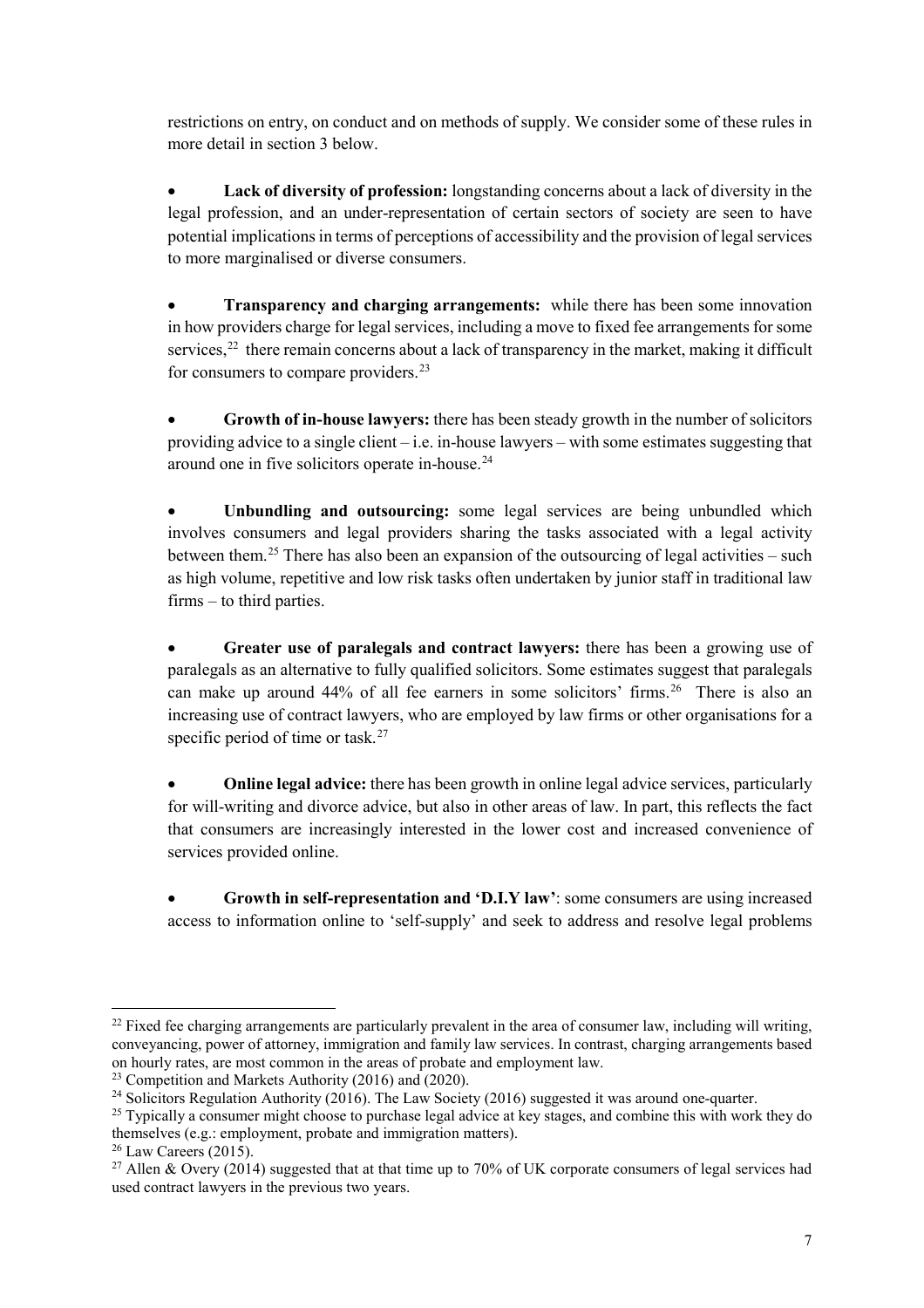restrictions on entry, on conduct and on methods of supply. We consider some of these rules in more detail in section 3 below.

- **Lack of diversity of profession:** longstanding concerns about a lack of diversity in the legal profession, and an under-representation of certain sectors of society are seen to have potential implications in terms of perceptions of accessibility and the provision of legal services to more marginalised or diverse consumers.

- **Transparency and charging arrangements:** while there has been some innovation in how providers charge for legal services, including a move to fixed fee arrangements for some services,[22] there remain concerns about a lack of transparency in the market, making it difficult for consumers to compare providers.[23]

- **Growth of in-house lawyers:** there has been steady growth in the number of solicitors providing advice to a single client – i.e. in-house lawyers – with some estimates suggesting that around one in five solicitors operate in-house.[24]

- **Unbundling and outsourcing:** some legal services are being unbundled which involves consumers and legal providers sharing the tasks associated with a legal activity between them.[25] There has also been an expansion of the outsourcing of legal activities – such as high volume, repetitive and low risk tasks often undertaken by junior staff in traditional law firms – to third parties.

- **Greater use of paralegals and contract lawyers:** there has been a growing use of paralegals as an alternative to fully qualified solicitors. Some estimates suggest that paralegals can make up around 44% of all fee earners in some solicitors' firms.[26] There is also an increasing use of contract lawyers, who are employed by law firms or other organisations for a specific period of time or task.[27]

- **Online legal advice:** there has been growth in online legal advice services, particularly for will-writing and divorce advice, but also in other areas of law. In part, this reflects the fact that consumers are increasingly interested in the lower cost and increased convenience of services provided online.

- **Growth in self-representation and 'D.I.Y law'**: some consumers are using increased access to information online to 'self-supply' and seek to address and resolve legal problems

---

[22] Fixed fee charging arrangements are particularly prevalent in the area of consumer law, including will writing, conveyancing, power of attorney, immigration and family law services. In contrast, charging arrangements based on hourly rates, are most common in the areas of probate and employment law.

[23] Competition and Markets Authority (2016) and (2020).

[24] Solicitors Regulation Authority (2016). The Law Society (2016) suggested it was around one-quarter.

[25] Typically a consumer might choose to purchase legal advice at key stages, and combine this with work they do themselves (e.g.: employment, probate and immigration matters).

[26] Law Careers (2015).

[27] Allen & Overy (2014) suggested that at that time up to 70% of UK corporate consumers of legal services had used contract lawyers in the previous two years.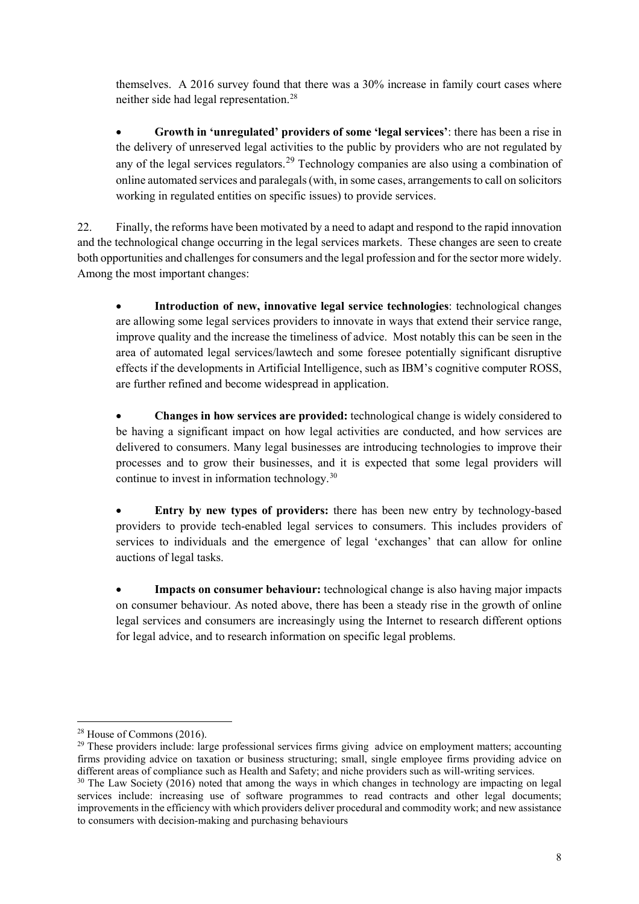themselves. A 2016 survey found that there was a 30% increase in family court cases where neither side had legal representation.[28]

- **Growth in 'unregulated' providers of some 'legal services'**: there has been a rise in the delivery of unreserved legal activities to the public by providers who are not regulated by any of the legal services regulators.[29] Technology companies are also using a combination of online automated services and paralegals (with, in some cases, arrangements to call on solicitors working in regulated entities on specific issues) to provide services.

22. Finally, the reforms have been motivated by a need to adapt and respond to the rapid innovation and the technological change occurring in the legal services markets. These changes are seen to create both opportunities and challenges for consumers and the legal profession and for the sector more widely. Among the most important changes:

- **Introduction of new, innovative legal service technologies**: technological changes are allowing some legal services providers to innovate in ways that extend their service range, improve quality and the increase the timeliness of advice. Most notably this can be seen in the area of automated legal services/lawtech and some foresee potentially significant disruptive effects if the developments in Artificial Intelligence, such as IBM's cognitive computer ROSS, are further refined and become widespread in application.

- **Changes in how services are provided:** technological change is widely considered to be having a significant impact on how legal activities are conducted, and how services are delivered to consumers. Many legal businesses are introducing technologies to improve their processes and to grow their businesses, and it is expected that some legal providers will continue to invest in information technology.[30]

- **Entry by new types of providers:** there has been new entry by technology-based providers to provide tech-enabled legal services to consumers. This includes providers of services to individuals and the emergence of legal 'exchanges' that can allow for online auctions of legal tasks.

- **Impacts on consumer behaviour:** technological change is also having major impacts on consumer behaviour. As noted above, there has been a steady rise in the growth of online legal services and consumers are increasingly using the Internet to research different options for legal advice, and to research information on specific legal problems.

---

[28] House of Commons (2016).

[29] These providers include: large professional services firms giving advice on employment matters; accounting firms providing advice on taxation or business structuring; small, single employee firms providing advice on different areas of compliance such as Health and Safety; and niche providers such as will-writing services.

[30] The Law Society (2016) noted that among the ways in which changes in technology are impacting on legal services include: increasing use of software programmes to read contracts and other legal documents; improvements in the efficiency with which providers deliver procedural and commodity work; and new assistance to consumers with decision-making and purchasing behaviours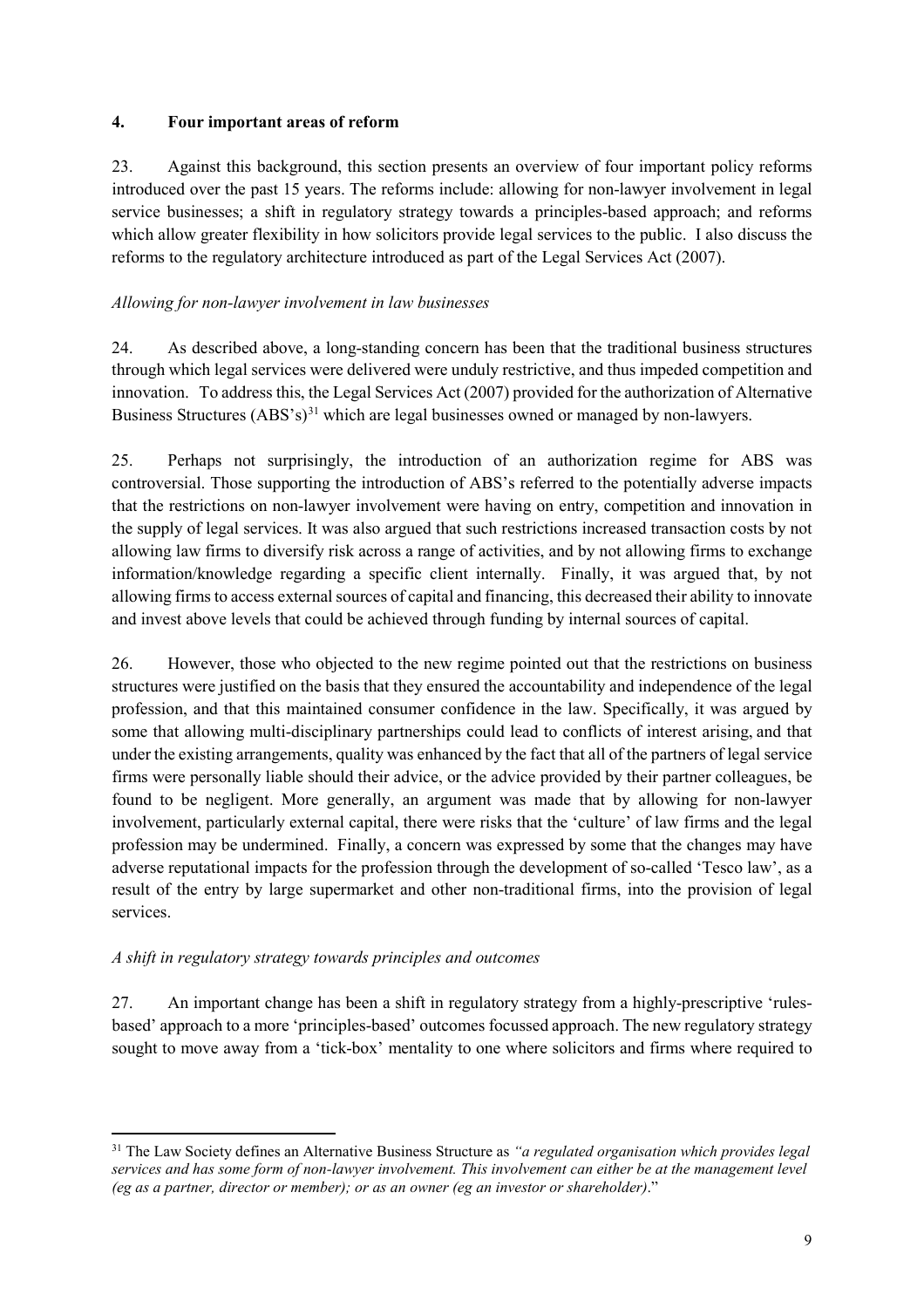## 4. Four important areas of reform

23. Against this background, this section presents an overview of four important policy reforms introduced over the past 15 years. The reforms include: allowing for non-lawyer involvement in legal service businesses; a shift in regulatory strategy towards a principles-based approach; and reforms which allow greater flexibility in how solicitors provide legal services to the public. I also discuss the reforms to the regulatory architecture introduced as part of the Legal Services Act (2007).

*Allowing for non-lawyer involvement in law businesses*

24. As described above, a long-standing concern has been that the traditional business structures through which legal services were delivered were unduly restrictive, and thus impeded competition and innovation. To address this, the Legal Services Act (2007) provided for the authorization of Alternative Business Structures (ABS's)[31] which are legal businesses owned or managed by non-lawyers.

25. Perhaps not surprisingly, the introduction of an authorization regime for ABS was controversial. Those supporting the introduction of ABS's referred to the potentially adverse impacts that the restrictions on non-lawyer involvement were having on entry, competition and innovation in the supply of legal services. It was also argued that such restrictions increased transaction costs by not allowing law firms to diversify risk across a range of activities, and by not allowing firms to exchange information/knowledge regarding a specific client internally. Finally, it was argued that, by not allowing firms to access external sources of capital and financing, this decreased their ability to innovate and invest above levels that could be achieved through funding by internal sources of capital.

26. However, those who objected to the new regime pointed out that the restrictions on business structures were justified on the basis that they ensured the accountability and independence of the legal profession, and that this maintained consumer confidence in the law. Specifically, it was argued by some that allowing multi-disciplinary partnerships could lead to conflicts of interest arising, and that under the existing arrangements, quality was enhanced by the fact that all of the partners of legal service firms were personally liable should their advice, or the advice provided by their partner colleagues, be found to be negligent. More generally, an argument was made that by allowing for non-lawyer involvement, particularly external capital, there were risks that the 'culture' of law firms and the legal profession may be undermined. Finally, a concern was expressed by some that the changes may have adverse reputational impacts for the profession through the development of so-called 'Tesco law', as a result of the entry by large supermarket and other non-traditional firms, into the provision of legal services.

*A shift in regulatory strategy towards principles and outcomes*

27. An important change has been a shift in regulatory strategy from a highly-prescriptive 'rules-based' approach to a more 'principles-based' outcomes focussed approach. The new regulatory strategy sought to move away from a 'tick-box' mentality to one where solicitors and firms where required to

---

[31] The Law Society defines an Alternative Business Structure as *"a regulated organisation which provides legal services and has some form of non-lawyer involvement. This involvement can either be at the management level (eg as a partner, director or member); or as an owner (eg an investor or shareholder)*."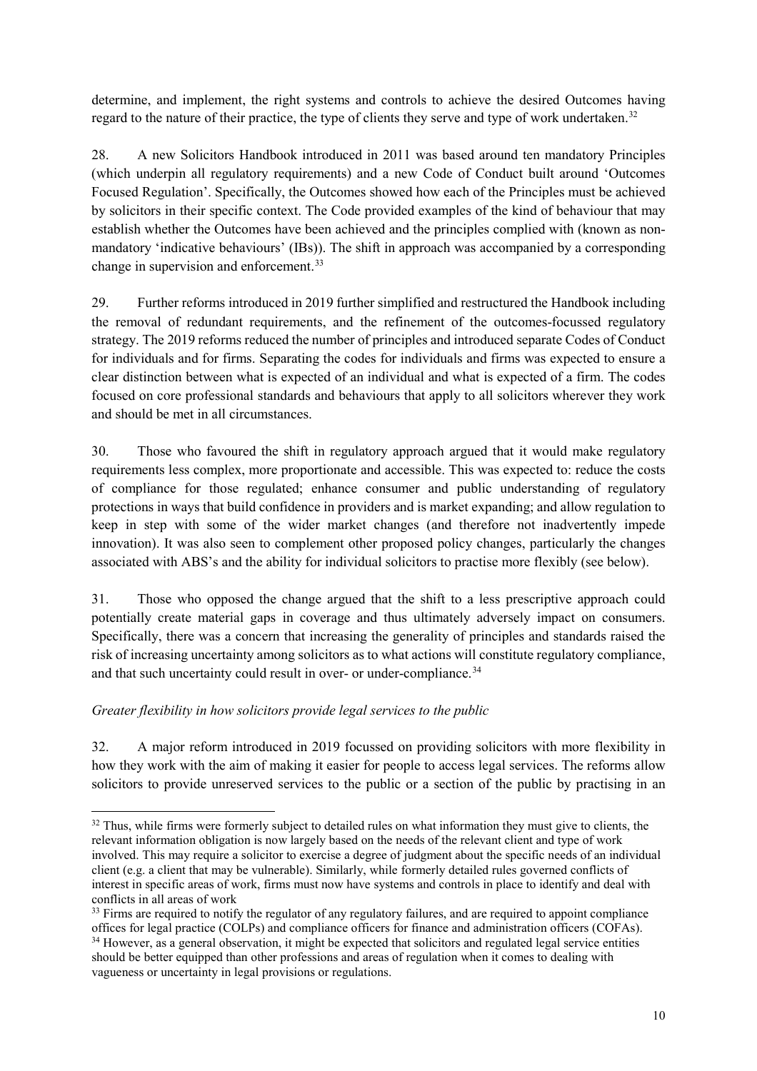determine, and implement, the right systems and controls to achieve the desired Outcomes having regard to the nature of their practice, the type of clients they serve and type of work undertaken.[32]

28. A new Solicitors Handbook introduced in 2011 was based around ten mandatory Principles (which underpin all regulatory requirements) and a new Code of Conduct built around 'Outcomes Focused Regulation'. Specifically, the Outcomes showed how each of the Principles must be achieved by solicitors in their specific context. The Code provided examples of the kind of behaviour that may establish whether the Outcomes have been achieved and the principles complied with (known as non-mandatory 'indicative behaviours' (IBs)). The shift in approach was accompanied by a corresponding change in supervision and enforcement.[33]

29. Further reforms introduced in 2019 further simplified and restructured the Handbook including the removal of redundant requirements, and the refinement of the outcomes-focussed regulatory strategy. The 2019 reforms reduced the number of principles and introduced separate Codes of Conduct for individuals and for firms. Separating the codes for individuals and firms was expected to ensure a clear distinction between what is expected of an individual and what is expected of a firm. The codes focused on core professional standards and behaviours that apply to all solicitors wherever they work and should be met in all circumstances.

30. Those who favoured the shift in regulatory approach argued that it would make regulatory requirements less complex, more proportionate and accessible. This was expected to: reduce the costs of compliance for those regulated; enhance consumer and public understanding of regulatory protections in ways that build confidence in providers and is market expanding; and allow regulation to keep in step with some of the wider market changes (and therefore not inadvertently impede innovation). It was also seen to complement other proposed policy changes, particularly the changes associated with ABS's and the ability for individual solicitors to practise more flexibly (see below).

31. Those who opposed the change argued that the shift to a less prescriptive approach could potentially create material gaps in coverage and thus ultimately adversely impact on consumers. Specifically, there was a concern that increasing the generality of principles and standards raised the risk of increasing uncertainty among solicitors as to what actions will constitute regulatory compliance, and that such uncertainty could result in over- or under-compliance.[34]

*Greater flexibility in how solicitors provide legal services to the public*

32. A major reform introduced in 2019 focussed on providing solicitors with more flexibility in how they work with the aim of making it easier for people to access legal services. The reforms allow solicitors to provide unreserved services to the public or a section of the public by practising in an

---

[32] Thus, while firms were formerly subject to detailed rules on what information they must give to clients, the relevant information obligation is now largely based on the needs of the relevant client and type of work involved. This may require a solicitor to exercise a degree of judgment about the specific needs of an individual client (e.g. a client that may be vulnerable). Similarly, while formerly detailed rules governed conflicts of interest in specific areas of work, firms must now have systems and controls in place to identify and deal with conflicts in all areas of work

[33] Firms are required to notify the regulator of any regulatory failures, and are required to appoint compliance offices for legal practice (COLPs) and compliance officers for finance and administration officers (COFAs).

[34] However, as a general observation, it might be expected that solicitors and regulated legal service entities should be better equipped than other professions and areas of regulation when it comes to dealing with vagueness or uncertainty in legal provisions or regulations.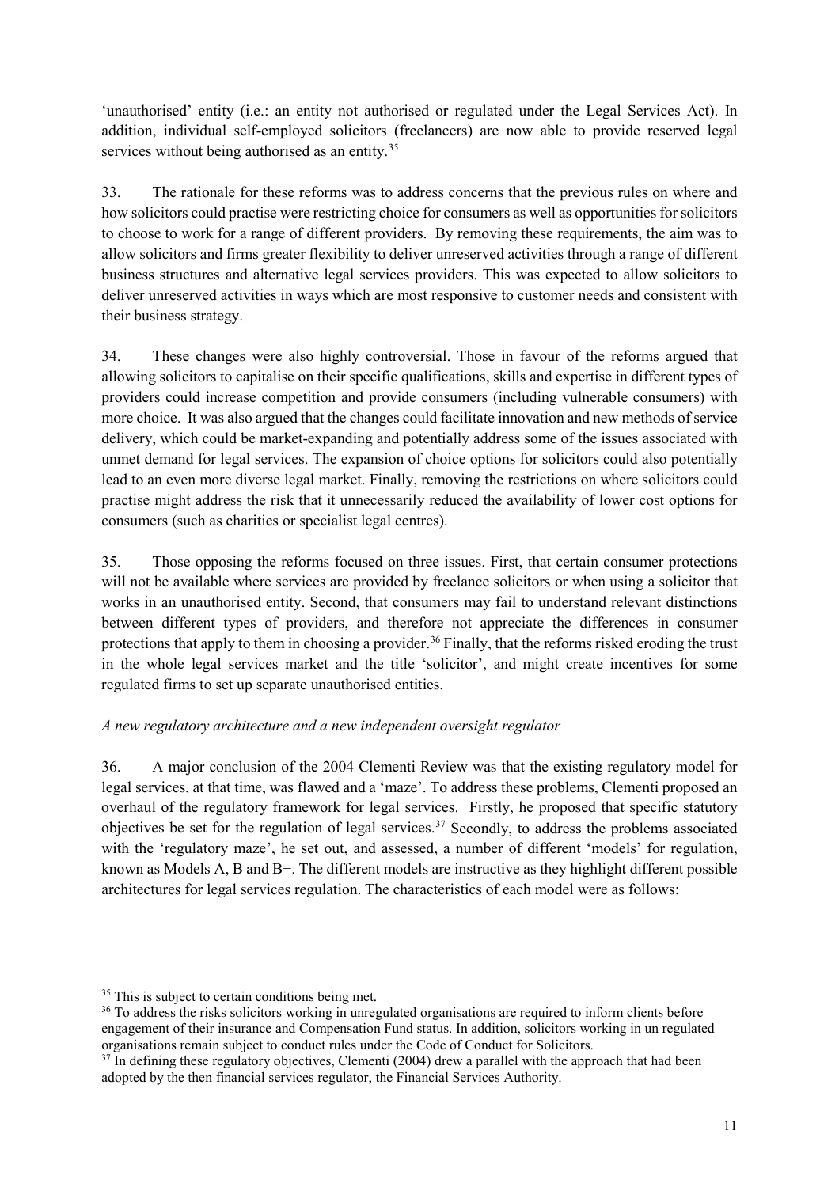'unauthorised' entity (i.e.: an entity not authorised or regulated under the Legal Services Act). In addition, individual self-employed solicitors (freelancers) are now able to provide reserved legal services without being authorised as an entity.[35]

33. The rationale for these reforms was to address concerns that the previous rules on where and how solicitors could practise were restricting choice for consumers as well as opportunities for solicitors to choose to work for a range of different providers. By removing these requirements, the aim was to allow solicitors and firms greater flexibility to deliver unreserved activities through a range of different business structures and alternative legal services providers. This was expected to allow solicitors to deliver unreserved activities in ways which are most responsive to customer needs and consistent with their business strategy.

34. These changes were also highly controversial. Those in favour of the reforms argued that allowing solicitors to capitalise on their specific qualifications, skills and expertise in different types of providers could increase competition and provide consumers (including vulnerable consumers) with more choice. It was also argued that the changes could facilitate innovation and new methods of service delivery, which could be market-expanding and potentially address some of the issues associated with unmet demand for legal services. The expansion of choice options for solicitors could also potentially lead to an even more diverse legal market. Finally, removing the restrictions on where solicitors could practise might address the risk that it unnecessarily reduced the availability of lower cost options for consumers (such as charities or specialist legal centres).

35. Those opposing the reforms focused on three issues. First, that certain consumer protections will not be available where services are provided by freelance solicitors or when using a solicitor that works in an unauthorised entity. Second, that consumers may fail to understand relevant distinctions between different types of providers, and therefore not appreciate the differences in consumer protections that apply to them in choosing a provider.[36] Finally, that the reforms risked eroding the trust in the whole legal services market and the title 'solicitor', and might create incentives for some regulated firms to set up separate unauthorised entities.

*A new regulatory architecture and a new independent oversight regulator*

36. A major conclusion of the 2004 Clementi Review was that the existing regulatory model for legal services, at that time, was flawed and a 'maze'. To address these problems, Clementi proposed an overhaul of the regulatory framework for legal services. Firstly, he proposed that specific statutory objectives be set for the regulation of legal services.[37] Secondly, to address the problems associated with the 'regulatory maze', he set out, and assessed, a number of different 'models' for regulation, known as Models A, B and B+. The different models are instructive as they highlight different possible architectures for legal services regulation. The characteristics of each model were as follows:

---

[35] This is subject to certain conditions being met.

[36] To address the risks solicitors working in unregulated organisations are required to inform clients before engagement of their insurance and Compensation Fund status. In addition, solicitors working in un regulated organisations remain subject to conduct rules under the Code of Conduct for Solicitors.

[37] In defining these regulatory objectives, Clementi (2004) drew a parallel with the approach that had been adopted by the then financial services regulator, the Financial Services Authority.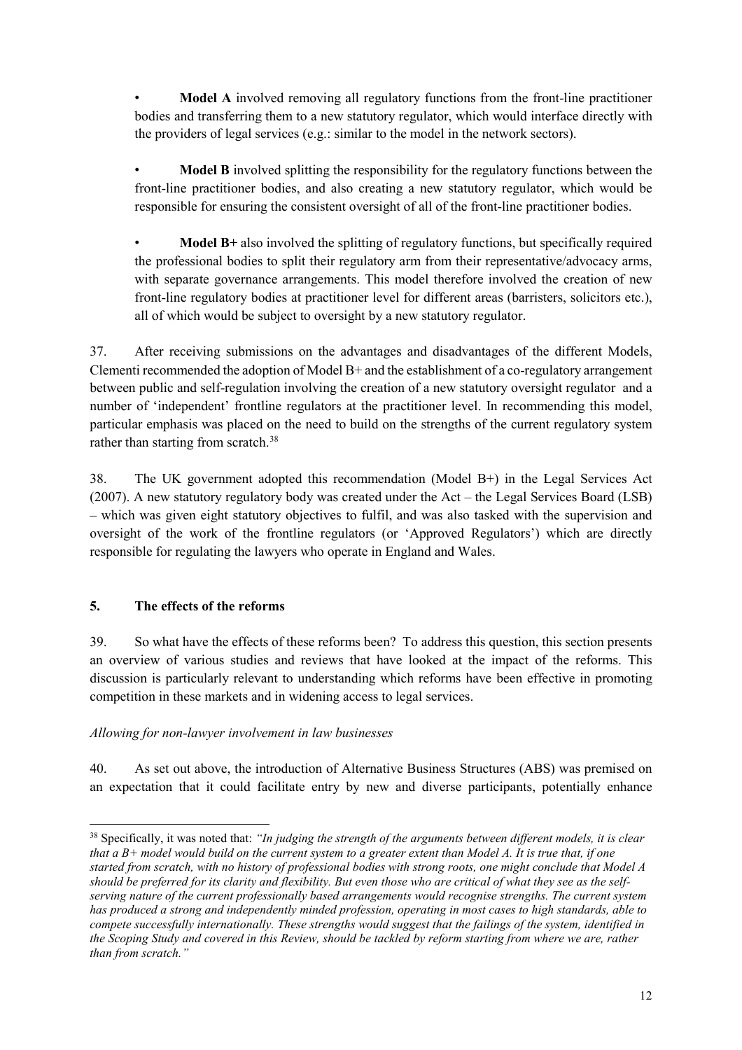- **Model A** involved removing all regulatory functions from the front-line practitioner bodies and transferring them to a new statutory regulator, which would interface directly with the providers of legal services (e.g.: similar to the model in the network sectors).

- **Model B** involved splitting the responsibility for the regulatory functions between the front-line practitioner bodies, and also creating a new statutory regulator, which would be responsible for ensuring the consistent oversight of all of the front-line practitioner bodies.

- **Model B+** also involved the splitting of regulatory functions, but specifically required the professional bodies to split their regulatory arm from their representative/advocacy arms, with separate governance arrangements. This model therefore involved the creation of new front-line regulatory bodies at practitioner level for different areas (barristers, solicitors etc.), all of which would be subject to oversight by a new statutory regulator.

37. After receiving submissions on the advantages and disadvantages of the different Models, Clementi recommended the adoption of Model B+ and the establishment of a co-regulatory arrangement between public and self-regulation involving the creation of a new statutory oversight regulator and a number of 'independent' frontline regulators at the practitioner level. In recommending this model, particular emphasis was placed on the need to build on the strengths of the current regulatory system rather than starting from scratch.[38]

38. The UK government adopted this recommendation (Model B+) in the Legal Services Act (2007). A new statutory regulatory body was created under the Act – the Legal Services Board (LSB) – which was given eight statutory objectives to fulfil, and was also tasked with the supervision and oversight of the work of the frontline regulators (or 'Approved Regulators') which are directly responsible for regulating the lawyers who operate in England and Wales.

## 5. The effects of the reforms

39. So what have the effects of these reforms been? To address this question, this section presents an overview of various studies and reviews that have looked at the impact of the reforms. This discussion is particularly relevant to understanding which reforms have been effective in promoting competition in these markets and in widening access to legal services.

*Allowing for non-lawyer involvement in law businesses*

40. As set out above, the introduction of Alternative Business Structures (ABS) was premised on an expectation that it could facilitate entry by new and diverse participants, potentially enhance

---

[38] Specifically, it was noted that: *"In judging the strength of the arguments between different models, it is clear that a B+ model would build on the current system to a greater extent than Model A. It is true that, if one started from scratch, with no history of professional bodies with strong roots, one might conclude that Model A should be preferred for its clarity and flexibility. But even those who are critical of what they see as the self-serving nature of the current professionally based arrangements would recognise strengths. The current system has produced a strong and independently minded profession, operating in most cases to high standards, able to compete successfully internationally. These strengths would suggest that the failings of the system, identified in the Scoping Study and covered in this Review, should be tackled by reform starting from where we are, rather than from scratch."*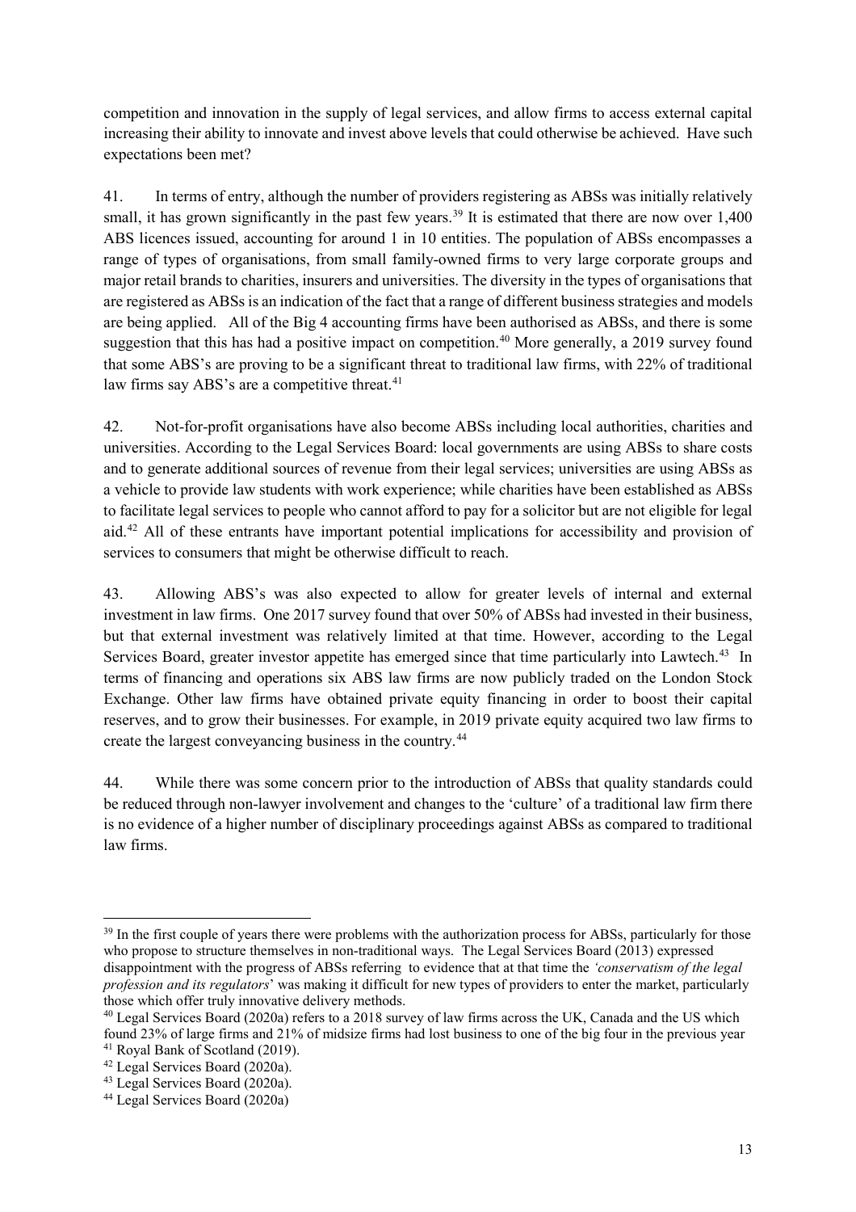competition and innovation in the supply of legal services, and allow firms to access external capital increasing their ability to innovate and invest above levels that could otherwise be achieved. Have such expectations been met?

41. In terms of entry, although the number of providers registering as ABSs was initially relatively small, it has grown significantly in the past few years.[39] It is estimated that there are now over 1,400 ABS licences issued, accounting for around 1 in 10 entities. The population of ABSs encompasses a range of types of organisations, from small family-owned firms to very large corporate groups and major retail brands to charities, insurers and universities. The diversity in the types of organisations that are registered as ABSs is an indication of the fact that a range of different business strategies and models are being applied. All of the Big 4 accounting firms have been authorised as ABSs, and there is some suggestion that this has had a positive impact on competition.[40] More generally, a 2019 survey found that some ABS's are proving to be a significant threat to traditional law firms, with 22% of traditional law firms say ABS's are a competitive threat.[41]

42. Not-for-profit organisations have also become ABSs including local authorities, charities and universities. According to the Legal Services Board: local governments are using ABSs to share costs and to generate additional sources of revenue from their legal services; universities are using ABSs as a vehicle to provide law students with work experience; while charities have been established as ABSs to facilitate legal services to people who cannot afford to pay for a solicitor but are not eligible for legal aid.[42] All of these entrants have important potential implications for accessibility and provision of services to consumers that might be otherwise difficult to reach.

43. Allowing ABS's was also expected to allow for greater levels of internal and external investment in law firms. One 2017 survey found that over 50% of ABSs had invested in their business, but that external investment was relatively limited at that time. However, according to the Legal Services Board, greater investor appetite has emerged since that time particularly into Lawtech.[43] In terms of financing and operations six ABS law firms are now publicly traded on the London Stock Exchange. Other law firms have obtained private equity financing in order to boost their capital reserves, and to grow their businesses. For example, in 2019 private equity acquired two law firms to create the largest conveyancing business in the country.[44]

44. While there was some concern prior to the introduction of ABSs that quality standards could be reduced through non-lawyer involvement and changes to the 'culture' of a traditional law firm there is no evidence of a higher number of disciplinary proceedings against ABSs as compared to traditional law firms.

---

[39] In the first couple of years there were problems with the authorization process for ABSs, particularly for those who propose to structure themselves in non-traditional ways. The Legal Services Board (2013) expressed disappointment with the progress of ABSs referring to evidence that at that time the *'conservatism of the legal profession and its regulators*' was making it difficult for new types of providers to enter the market, particularly those which offer truly innovative delivery methods.

[40] Legal Services Board (2020a) refers to a 2018 survey of law firms across the UK, Canada and the US which found 23% of large firms and 21% of midsize firms had lost business to one of the big four in the previous year

[41] Royal Bank of Scotland (2019).

[42] Legal Services Board (2020a).

[43] Legal Services Board (2020a).

[44] Legal Services Board (2020a)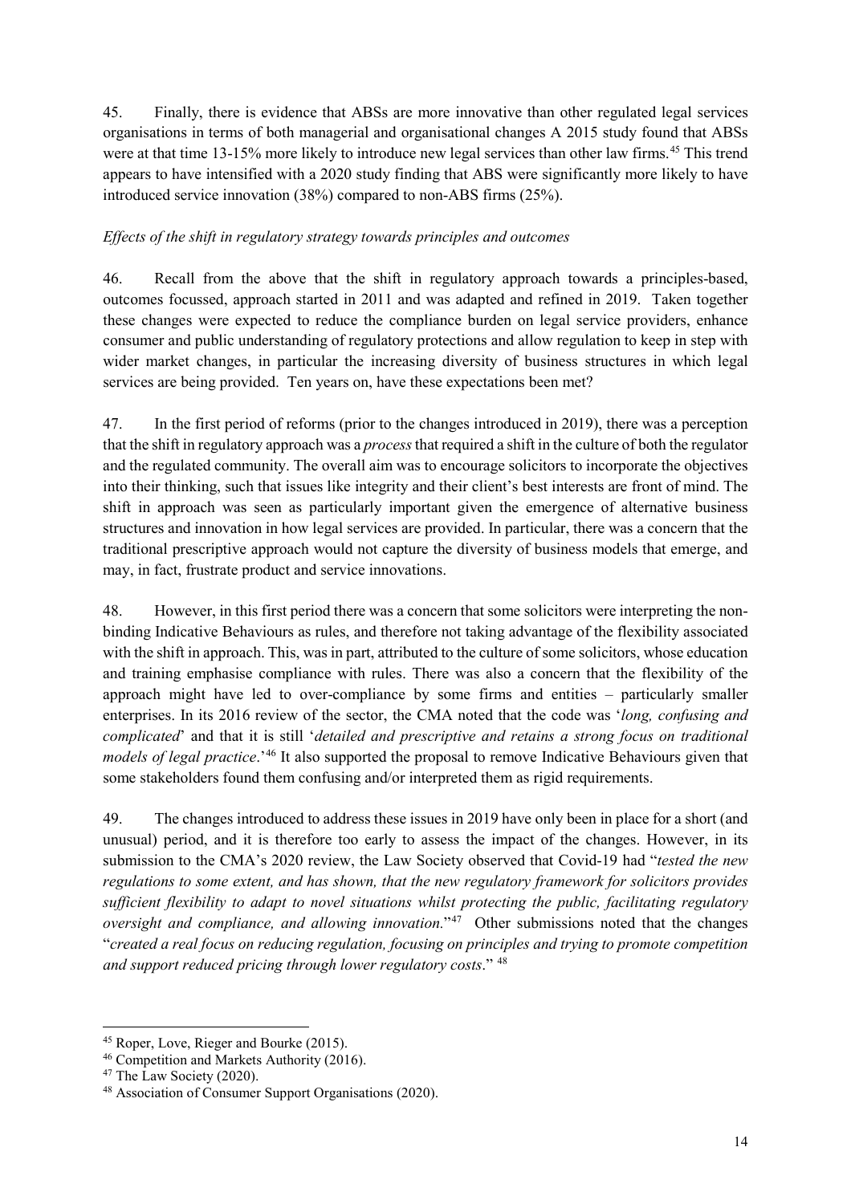45. Finally, there is evidence that ABSs are more innovative than other regulated legal services organisations in terms of both managerial and organisational changes A 2015 study found that ABSs were at that time 13-15% more likely to introduce new legal services than other law firms.[45] This trend appears to have intensified with a 2020 study finding that ABS were significantly more likely to have introduced service innovation (38%) compared to non-ABS firms (25%).

*Effects of the shift in regulatory strategy towards principles and outcomes*

46. Recall from the above that the shift in regulatory approach towards a principles-based, outcomes focussed, approach started in 2011 and was adapted and refined in 2019. Taken together these changes were expected to reduce the compliance burden on legal service providers, enhance consumer and public understanding of regulatory protections and allow regulation to keep in step with wider market changes, in particular the increasing diversity of business structures in which legal services are being provided. Ten years on, have these expectations been met?

47. In the first period of reforms (prior to the changes introduced in 2019), there was a perception that the shift in regulatory approach was a *process* that required a shift in the culture of both the regulator and the regulated community. The overall aim was to encourage solicitors to incorporate the objectives into their thinking, such that issues like integrity and their client's best interests are front of mind. The shift in approach was seen as particularly important given the emergence of alternative business structures and innovation in how legal services are provided. In particular, there was a concern that the traditional prescriptive approach would not capture the diversity of business models that emerge, and may, in fact, frustrate product and service innovations.

48. However, in this first period there was a concern that some solicitors were interpreting the non-binding Indicative Behaviours as rules, and therefore not taking advantage of the flexibility associated with the shift in approach. This, was in part, attributed to the culture of some solicitors, whose education and training emphasise compliance with rules. There was also a concern that the flexibility of the approach might have led to over-compliance by some firms and entities – particularly smaller enterprises. In its 2016 review of the sector, the CMA noted that the code was '*long, confusing and complicated*' and that it is still '*detailed and prescriptive and retains a strong focus on traditional models of legal practice*.'[46] It also supported the proposal to remove Indicative Behaviours given that some stakeholders found them confusing and/or interpreted them as rigid requirements.

49. The changes introduced to address these issues in 2019 have only been in place for a short (and unusual) period, and it is therefore too early to assess the impact of the changes. However, in its submission to the CMA's 2020 review, the Law Society observed that Covid-19 had "*tested the new regulations to some extent, and has shown, that the new regulatory framework for solicitors provides sufficient flexibility to adapt to novel situations whilst protecting the public, facilitating regulatory oversight and compliance, and allowing innovation.*"[47] Other submissions noted that the changes "*created a real focus on reducing regulation, focusing on principles and trying to promote competition and support reduced pricing through lower regulatory costs*." [48]

---

[45] Roper, Love, Rieger and Bourke (2015).

[46] Competition and Markets Authority (2016).

[47] The Law Society (2020).

[48] Association of Consumer Support Organisations (2020).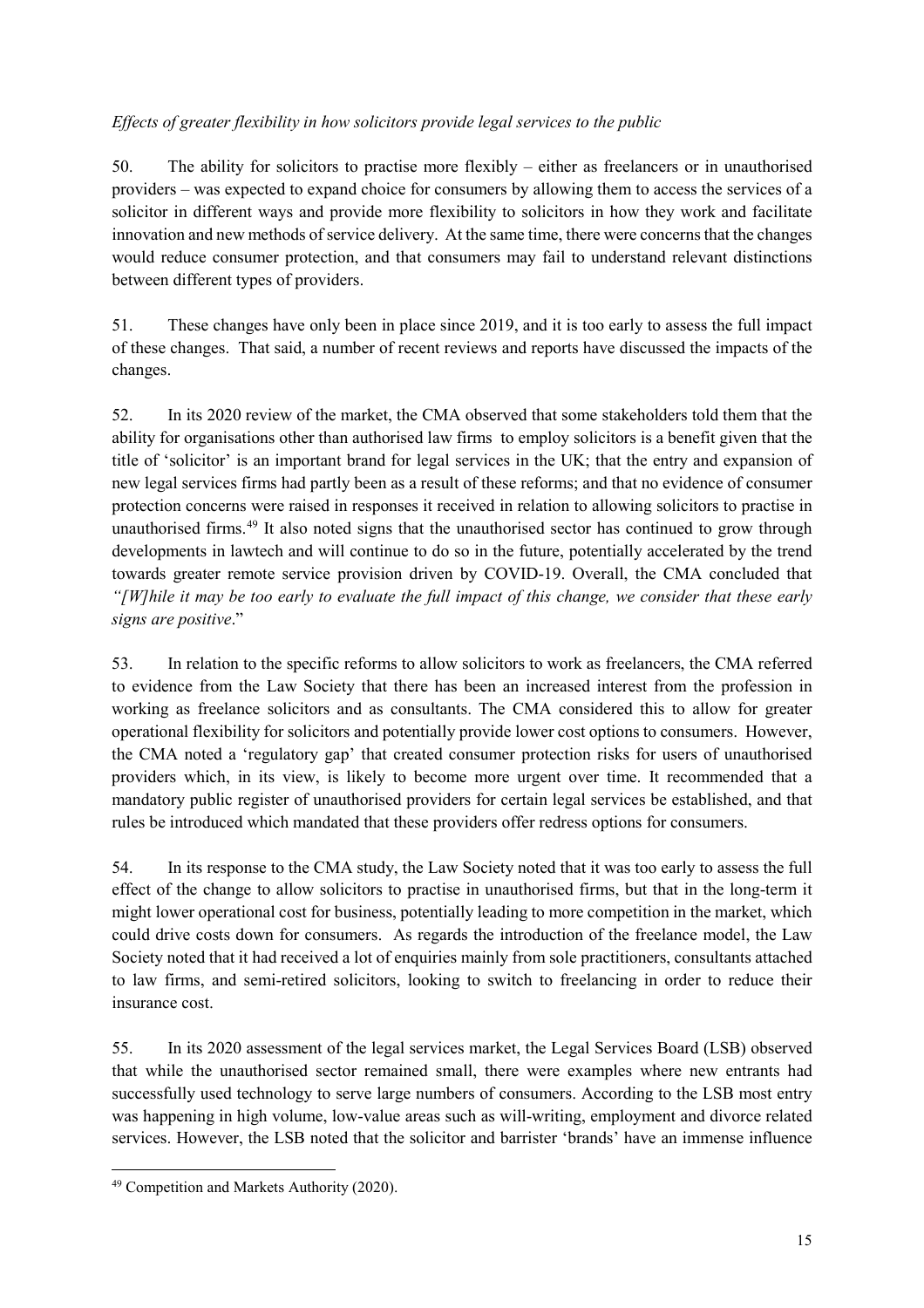*Effects of greater flexibility in how solicitors provide legal services to the public*

50. The ability for solicitors to practise more flexibly – either as freelancers or in unauthorised providers – was expected to expand choice for consumers by allowing them to access the services of a solicitor in different ways and provide more flexibility to solicitors in how they work and facilitate innovation and new methods of service delivery. At the same time, there were concerns that the changes would reduce consumer protection, and that consumers may fail to understand relevant distinctions between different types of providers.

51. These changes have only been in place since 2019, and it is too early to assess the full impact of these changes. That said, a number of recent reviews and reports have discussed the impacts of the changes.

52. In its 2020 review of the market, the CMA observed that some stakeholders told them that the ability for organisations other than authorised law firms to employ solicitors is a benefit given that the title of 'solicitor' is an important brand for legal services in the UK; that the entry and expansion of new legal services firms had partly been as a result of these reforms; and that no evidence of consumer protection concerns were raised in responses it received in relation to allowing solicitors to practise in unauthorised firms.[49] It also noted signs that the unauthorised sector has continued to grow through developments in lawtech and will continue to do so in the future, potentially accelerated by the trend towards greater remote service provision driven by COVID-19. Overall, the CMA concluded that *"[W]hile it may be too early to evaluate the full impact of this change, we consider that these early signs are positive*."

53. In relation to the specific reforms to allow solicitors to work as freelancers, the CMA referred to evidence from the Law Society that there has been an increased interest from the profession in working as freelance solicitors and as consultants. The CMA considered this to allow for greater operational flexibility for solicitors and potentially provide lower cost options to consumers. However, the CMA noted a 'regulatory gap' that created consumer protection risks for users of unauthorised providers which, in its view, is likely to become more urgent over time. It recommended that a mandatory public register of unauthorised providers for certain legal services be established, and that rules be introduced which mandated that these providers offer redress options for consumers.

54. In its response to the CMA study, the Law Society noted that it was too early to assess the full effect of the change to allow solicitors to practise in unauthorised firms, but that in the long-term it might lower operational cost for business, potentially leading to more competition in the market, which could drive costs down for consumers. As regards the introduction of the freelance model, the Law Society noted that it had received a lot of enquiries mainly from sole practitioners, consultants attached to law firms, and semi-retired solicitors, looking to switch to freelancing in order to reduce their insurance cost.

55. In its 2020 assessment of the legal services market, the Legal Services Board (LSB) observed that while the unauthorised sector remained small, there were examples where new entrants had successfully used technology to serve large numbers of consumers. According to the LSB most entry was happening in high volume, low-value areas such as will-writing, employment and divorce related services. However, the LSB noted that the solicitor and barrister 'brands' have an immense influence

[49] Competition and Markets Authority (2020).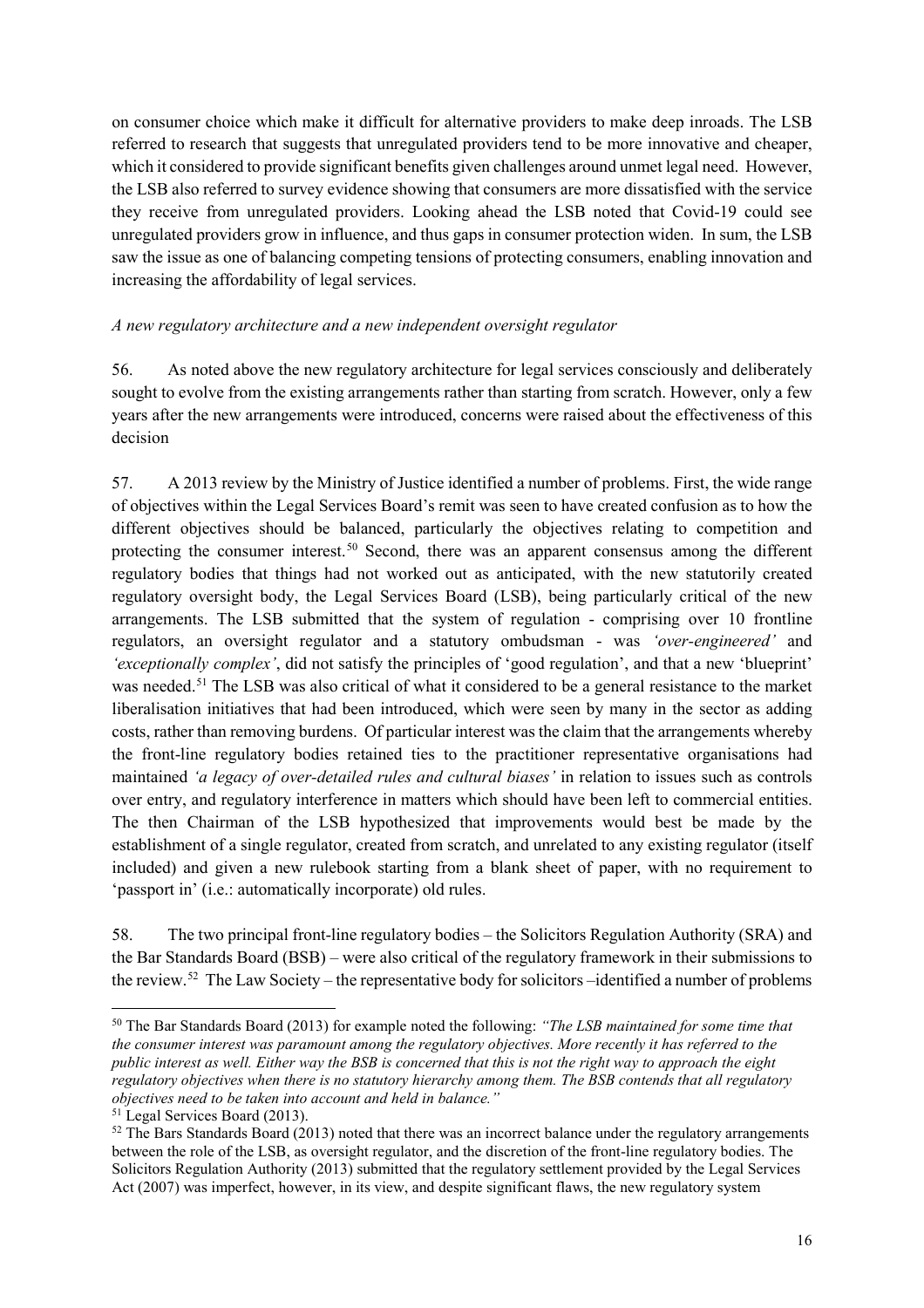on consumer choice which make it difficult for alternative providers to make deep inroads. The LSB referred to research that suggests that unregulated providers tend to be more innovative and cheaper, which it considered to provide significant benefits given challenges around unmet legal need. However, the LSB also referred to survey evidence showing that consumers are more dissatisfied with the service they receive from unregulated providers. Looking ahead the LSB noted that Covid-19 could see unregulated providers grow in influence, and thus gaps in consumer protection widen. In sum, the LSB saw the issue as one of balancing competing tensions of protecting consumers, enabling innovation and increasing the affordability of legal services.

*A new regulatory architecture and a new independent oversight regulator*

56. As noted above the new regulatory architecture for legal services consciously and deliberately sought to evolve from the existing arrangements rather than starting from scratch. However, only a few years after the new arrangements were introduced, concerns were raised about the effectiveness of this decision

57. A 2013 review by the Ministry of Justice identified a number of problems. First, the wide range of objectives within the Legal Services Board's remit was seen to have created confusion as to how the different objectives should be balanced, particularly the objectives relating to competition and protecting the consumer interest.[50] Second, there was an apparent consensus among the different regulatory bodies that things had not worked out as anticipated, with the new statutorily created regulatory oversight body, the Legal Services Board (LSB), being particularly critical of the new arrangements. The LSB submitted that the system of regulation - comprising over 10 frontline regulators, an oversight regulator and a statutory ombudsman - was *'over-engineered'* and *'exceptionally complex'*, did not satisfy the principles of 'good regulation', and that a new 'blueprint' was needed.[51] The LSB was also critical of what it considered to be a general resistance to the market liberalisation initiatives that had been introduced, which were seen by many in the sector as adding costs, rather than removing burdens. Of particular interest was the claim that the arrangements whereby the front-line regulatory bodies retained ties to the practitioner representative organisations had maintained *'a legacy of over-detailed rules and cultural biases'* in relation to issues such as controls over entry, and regulatory interference in matters which should have been left to commercial entities. The then Chairman of the LSB hypothesized that improvements would best be made by the establishment of a single regulator, created from scratch, and unrelated to any existing regulator (itself included) and given a new rulebook starting from a blank sheet of paper, with no requirement to 'passport in' (i.e.: automatically incorporate) old rules.

58. The two principal front-line regulatory bodies – the Solicitors Regulation Authority (SRA) and the Bar Standards Board (BSB) – were also critical of the regulatory framework in their submissions to the review.[52] The Law Society – the representative body for solicitors –identified a number of problems

---

[50] The Bar Standards Board (2013) for example noted the following: *"The LSB maintained for some time that the consumer interest was paramount among the regulatory objectives. More recently it has referred to the public interest as well. Either way the BSB is concerned that this is not the right way to approach the eight regulatory objectives when there is no statutory hierarchy among them. The BSB contends that all regulatory objectives need to be taken into account and held in balance."*

[51] Legal Services Board (2013).

[52] The Bars Standards Board (2013) noted that there was an incorrect balance under the regulatory arrangements between the role of the LSB, as oversight regulator, and the discretion of the front-line regulatory bodies. The Solicitors Regulation Authority (2013) submitted that the regulatory settlement provided by the Legal Services Act (2007) was imperfect, however, in its view, and despite significant flaws, the new regulatory system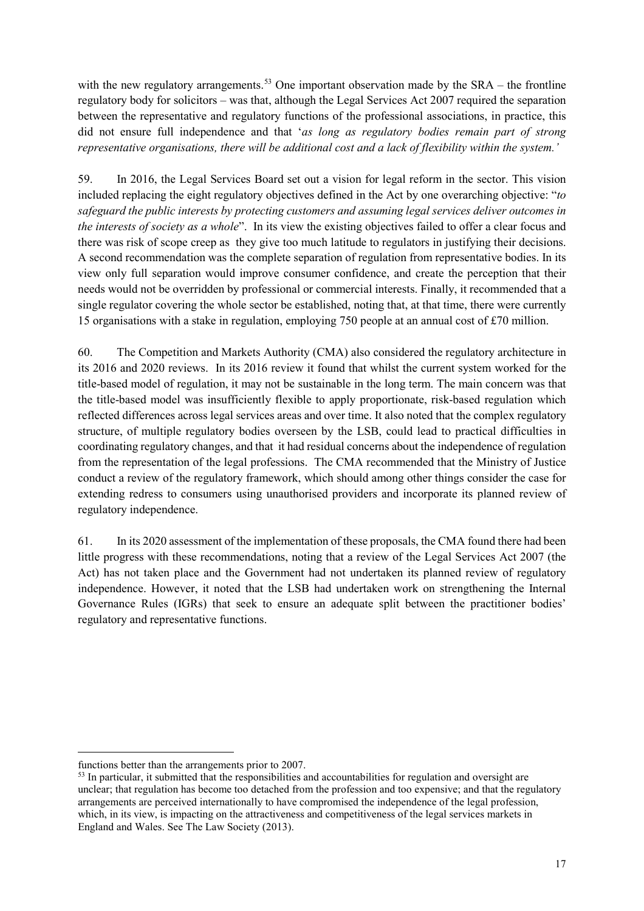with the new regulatory arrangements.[53] One important observation made by the SRA – the frontline regulatory body for solicitors – was that, although the Legal Services Act 2007 required the separation between the representative and regulatory functions of the professional associations, in practice, this did not ensure full independence and that '*as long as regulatory bodies remain part of strong representative organisations, there will be additional cost and a lack of flexibility within the system.'*

59. In 2016, the Legal Services Board set out a vision for legal reform in the sector. This vision included replacing the eight regulatory objectives defined in the Act by one overarching objective: "*to safeguard the public interests by protecting customers and assuming legal services deliver outcomes in the interests of society as a whole*". In its view the existing objectives failed to offer a clear focus and there was risk of scope creep as they give too much latitude to regulators in justifying their decisions. A second recommendation was the complete separation of regulation from representative bodies. In its view only full separation would improve consumer confidence, and create the perception that their needs would not be overridden by professional or commercial interests. Finally, it recommended that a single regulator covering the whole sector be established, noting that, at that time, there were currently 15 organisations with a stake in regulation, employing 750 people at an annual cost of £70 million.

60. The Competition and Markets Authority (CMA) also considered the regulatory architecture in its 2016 and 2020 reviews. In its 2016 review it found that whilst the current system worked for the title-based model of regulation, it may not be sustainable in the long term. The main concern was that the title-based model was insufficiently flexible to apply proportionate, risk-based regulation which reflected differences across legal services areas and over time. It also noted that the complex regulatory structure, of multiple regulatory bodies overseen by the LSB, could lead to practical difficulties in coordinating regulatory changes, and that it had residual concerns about the independence of regulation from the representation of the legal professions. The CMA recommended that the Ministry of Justice conduct a review of the regulatory framework, which should among other things consider the case for extending redress to consumers using unauthorised providers and incorporate its planned review of regulatory independence.

61. In its 2020 assessment of the implementation of these proposals, the CMA found there had been little progress with these recommendations, noting that a review of the Legal Services Act 2007 (the Act) has not taken place and the Government had not undertaken its planned review of regulatory independence. However, it noted that the LSB had undertaken work on strengthening the Internal Governance Rules (IGRs) that seek to ensure an adequate split between the practitioner bodies' regulatory and representative functions.

---

functions better than the arrangements prior to 2007.

[53] In particular, it submitted that the responsibilities and accountabilities for regulation and oversight are unclear; that regulation has become too detached from the profession and too expensive; and that the regulatory arrangements are perceived internationally to have compromised the independence of the legal profession, which, in its view, is impacting on the attractiveness and competitiveness of the legal services markets in England and Wales. See The Law Society (2013).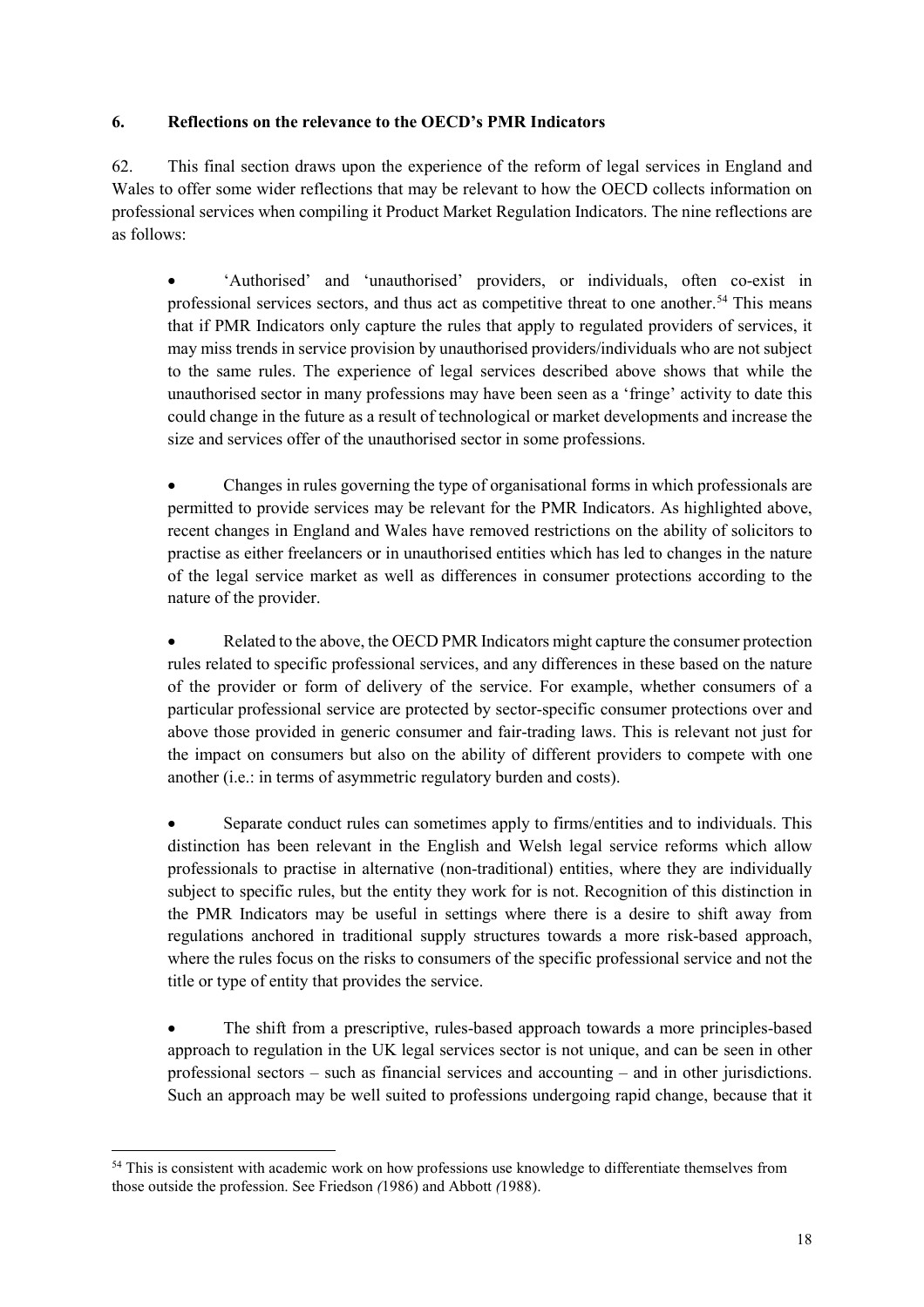## 6. Reflections on the relevance to the OECD's PMR Indicators

62. This final section draws upon the experience of the reform of legal services in England and Wales to offer some wider reflections that may be relevant to how the OECD collects information on professional services when compiling it Product Market Regulation Indicators. The nine reflections are as follows:

- 'Authorised' and 'unauthorised' providers, or individuals, often co-exist in professional services sectors, and thus act as competitive threat to one another.[54] This means that if PMR Indicators only capture the rules that apply to regulated providers of services, it may miss trends in service provision by unauthorised providers/individuals who are not subject to the same rules. The experience of legal services described above shows that while the unauthorised sector in many professions may have been seen as a 'fringe' activity to date this could change in the future as a result of technological or market developments and increase the size and services offer of the unauthorised sector in some professions.

- Changes in rules governing the type of organisational forms in which professionals are permitted to provide services may be relevant for the PMR Indicators. As highlighted above, recent changes in England and Wales have removed restrictions on the ability of solicitors to practise as either freelancers or in unauthorised entities which has led to changes in the nature of the legal service market as well as differences in consumer protections according to the nature of the provider.

- Related to the above, the OECD PMR Indicators might capture the consumer protection rules related to specific professional services, and any differences in these based on the nature of the provider or form of delivery of the service. For example, whether consumers of a particular professional service are protected by sector-specific consumer protections over and above those provided in generic consumer and fair-trading laws. This is relevant not just for the impact on consumers but also on the ability of different providers to compete with one another (i.e.: in terms of asymmetric regulatory burden and costs).

- Separate conduct rules can sometimes apply to firms/entities and to individuals. This distinction has been relevant in the English and Welsh legal service reforms which allow professionals to practise in alternative (non-traditional) entities, where they are individually subject to specific rules, but the entity they work for is not. Recognition of this distinction in the PMR Indicators may be useful in settings where there is a desire to shift away from regulations anchored in traditional supply structures towards a more risk-based approach, where the rules focus on the risks to consumers of the specific professional service and not the title or type of entity that provides the service.

- The shift from a prescriptive, rules-based approach towards a more principles-based approach to regulation in the UK legal services sector is not unique, and can be seen in other professional sectors – such as financial services and accounting – and in other jurisdictions. Such an approach may be well suited to professions undergoing rapid change, because that it

[54] This is consistent with academic work on how professions use knowledge to differentiate themselves from those outside the profession. See Friedson *(*1986) and Abbott *(*1988).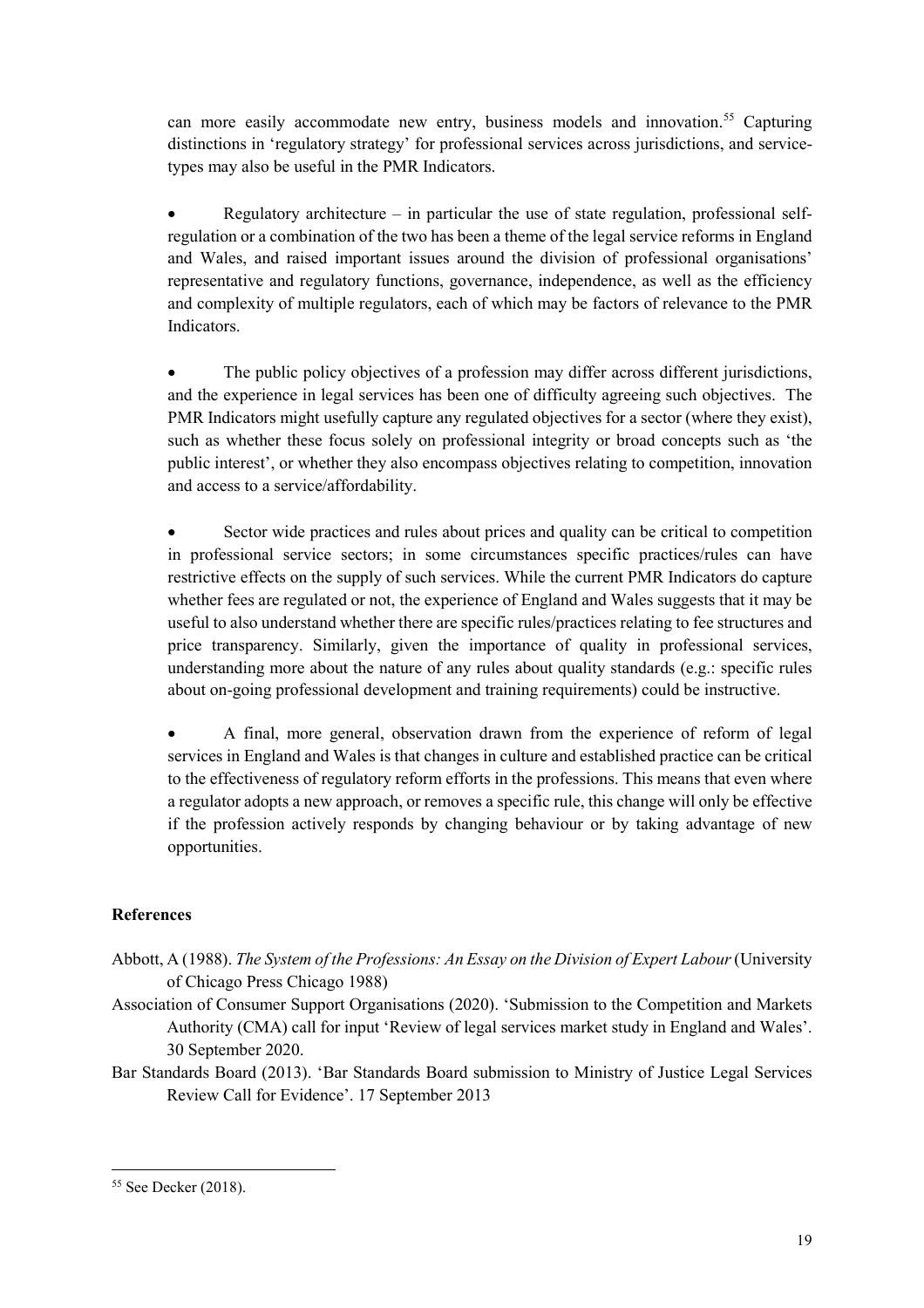can more easily accommodate new entry, business models and innovation.[55] Capturing distinctions in 'regulatory strategy' for professional services across jurisdictions, and service-types may also be useful in the PMR Indicators.

- Regulatory architecture – in particular the use of state regulation, professional self-regulation or a combination of the two has been a theme of the legal service reforms in England and Wales, and raised important issues around the division of professional organisations' representative and regulatory functions, governance, independence, as well as the efficiency and complexity of multiple regulators, each of which may be factors of relevance to the PMR Indicators.

- The public policy objectives of a profession may differ across different jurisdictions, and the experience in legal services has been one of difficulty agreeing such objectives. The PMR Indicators might usefully capture any regulated objectives for a sector (where they exist), such as whether these focus solely on professional integrity or broad concepts such as 'the public interest', or whether they also encompass objectives relating to competition, innovation and access to a service/affordability.

- Sector wide practices and rules about prices and quality can be critical to competition in professional service sectors; in some circumstances specific practices/rules can have restrictive effects on the supply of such services. While the current PMR Indicators do capture whether fees are regulated or not, the experience of England and Wales suggests that it may be useful to also understand whether there are specific rules/practices relating to fee structures and price transparency. Similarly, given the importance of quality in professional services, understanding more about the nature of any rules about quality standards (e.g.: specific rules about on-going professional development and training requirements) could be instructive.

- A final, more general, observation drawn from the experience of reform of legal services in England and Wales is that changes in culture and established practice can be critical to the effectiveness of regulatory reform efforts in the professions. This means that even where a regulator adopts a new approach, or removes a specific rule, this change will only be effective if the profession actively responds by changing behaviour or by taking advantage of new opportunities.

## References

Abbott, A (1988). *The System of the Professions: An Essay on the Division of Expert Labour* (University of Chicago Press Chicago 1988)

Association of Consumer Support Organisations (2020). 'Submission to the Competition and Markets Authority (CMA) call for input 'Review of legal services market study in England and Wales'. 30 September 2020.

Bar Standards Board (2013). 'Bar Standards Board submission to Ministry of Justice Legal Services Review Call for Evidence'. 17 September 2013

[55] See Decker (2018).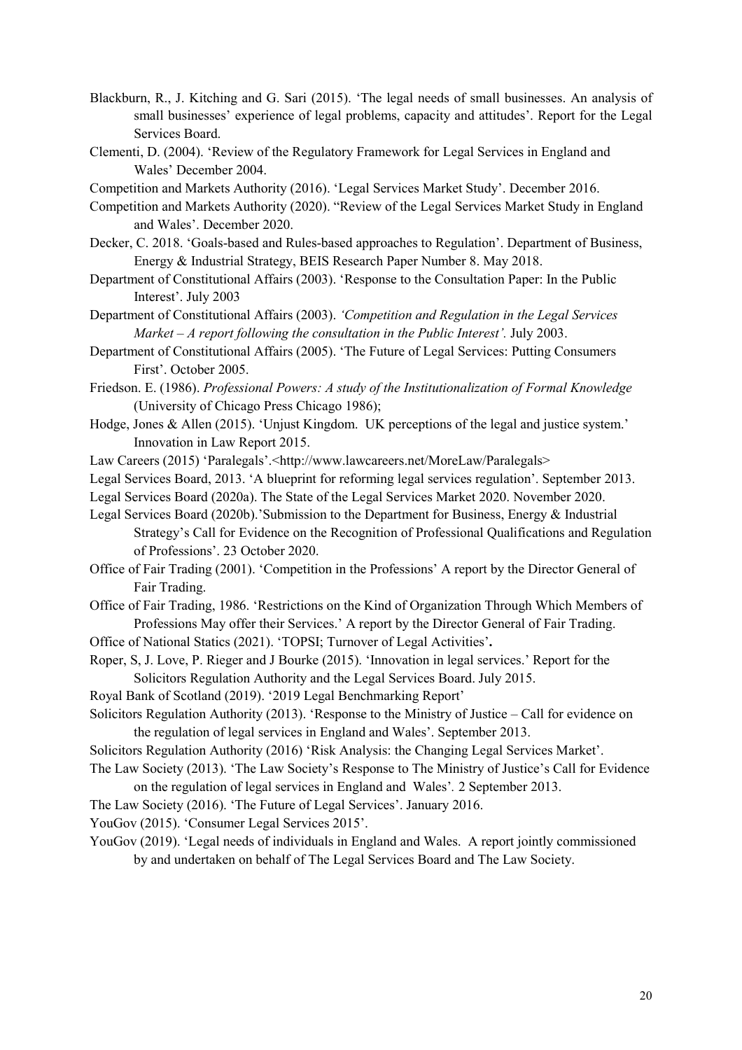Blackburn, R., J. Kitching and G. Sari (2015). 'The legal needs of small businesses. An analysis of small businesses' experience of legal problems, capacity and attitudes'. Report for the Legal Services Board.

Clementi, D. (2004). 'Review of the Regulatory Framework for Legal Services in England and Wales' December 2004.

Competition and Markets Authority (2016). 'Legal Services Market Study'. December 2016.

Competition and Markets Authority (2020). "Review of the Legal Services Market Study in England and Wales'. December 2020.

Decker, C. 2018. 'Goals-based and Rules-based approaches to Regulation'. Department of Business, Energy & Industrial Strategy, BEIS Research Paper Number 8. May 2018.

Department of Constitutional Affairs (2003). 'Response to the Consultation Paper: In the Public Interest'. July 2003

Department of Constitutional Affairs (2003). *'Competition and Regulation in the Legal Services Market – A report following the consultation in the Public Interest'.* July 2003.

Department of Constitutional Affairs (2005). 'The Future of Legal Services: Putting Consumers First'. October 2005.

Friedson. E. (1986). *Professional Powers: A study of the Institutionalization of Formal Knowledge* (University of Chicago Press Chicago 1986);

Hodge, Jones & Allen (2015). 'Unjust Kingdom. UK perceptions of the legal and justice system.' Innovation in Law Report 2015.

Law Careers (2015) 'Paralegals'.<http://www.lawcareers.net/MoreLaw/Paralegals>

Legal Services Board, 2013. 'A blueprint for reforming legal services regulation'. September 2013.

Legal Services Board (2020a). The State of the Legal Services Market 2020. November 2020.

Legal Services Board (2020b).'Submission to the Department for Business, Energy & Industrial Strategy's Call for Evidence on the Recognition of Professional Qualifications and Regulation of Professions'. 23 October 2020.

Office of Fair Trading (2001). 'Competition in the Professions' A report by the Director General of Fair Trading.

Office of Fair Trading, 1986. 'Restrictions on the Kind of Organization Through Which Members of Professions May offer their Services.' A report by the Director General of Fair Trading.

Office of National Statics (2021). 'TOPSI; Turnover of Legal Activities'**.**

Roper, S, J. Love, P. Rieger and J Bourke (2015). 'Innovation in legal services.' Report for the Solicitors Regulation Authority and the Legal Services Board. July 2015.

Royal Bank of Scotland (2019). '2019 Legal Benchmarking Report'

Solicitors Regulation Authority (2013). 'Response to the Ministry of Justice – Call for evidence on the regulation of legal services in England and Wales'. September 2013.

Solicitors Regulation Authority (2016) 'Risk Analysis: the Changing Legal Services Market'.

The Law Society (2013). 'The Law Society's Response to The Ministry of Justice's Call for Evidence on the regulation of legal services in England and Wales'*.* 2 September 2013.

The Law Society (2016). 'The Future of Legal Services'. January 2016.

YouGov (2015). 'Consumer Legal Services 2015'.

YouGov (2019). 'Legal needs of individuals in England and Wales. A report jointly commissioned by and undertaken on behalf of The Legal Services Board and The Law Society.